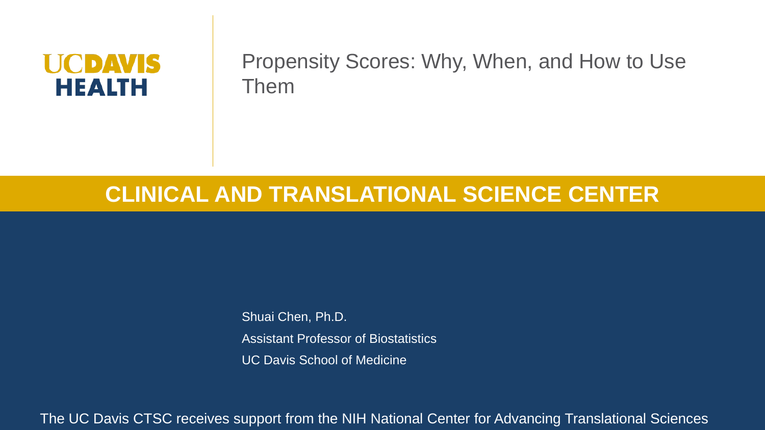UC DAVIS HEALTH

# Propensity Scores: Why, When, and How to Use Them

## CLINICAL AND TRANSLATIONAL SCIENCE CENTER

Shuai Chen, Ph.D.

Assistant Professor of Biostatistics

UC Davis School of Medicine

The UC Davis CTSC receives support from the NIH National Center for Advancing Translational Sciences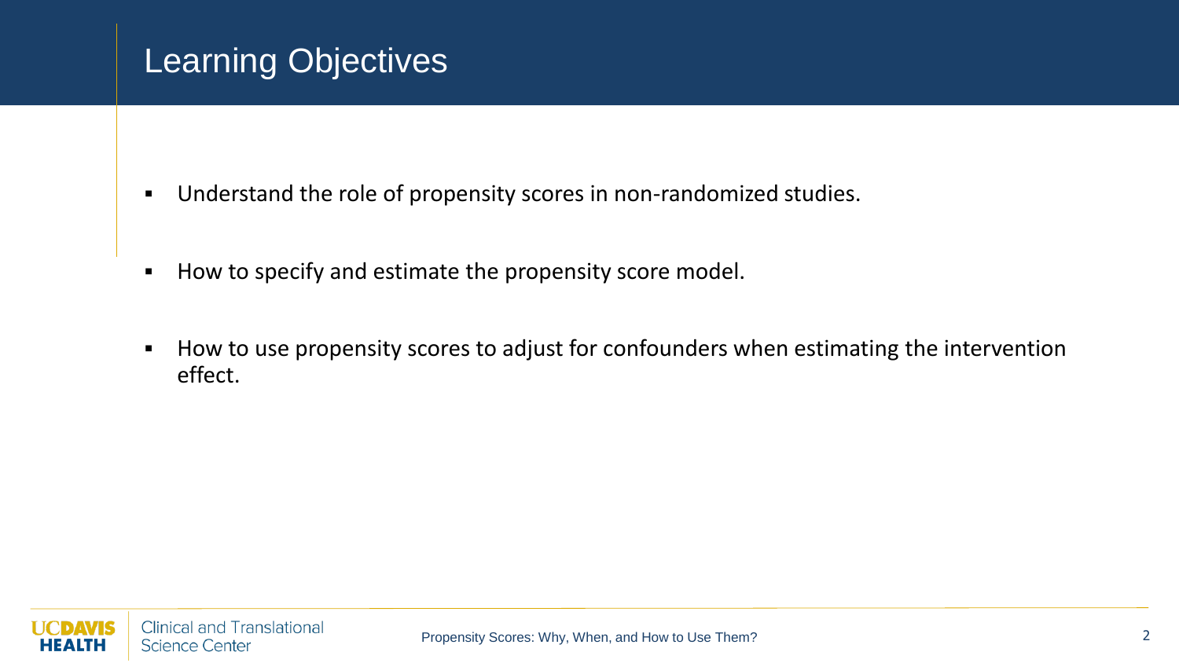# Learning Objectives

- Understand the role of propensity scores in non-randomized studies.
- How to specify and estimate the propensity score model.
- How to use propensity scores to adjust for confounders when estimating the intervention effect.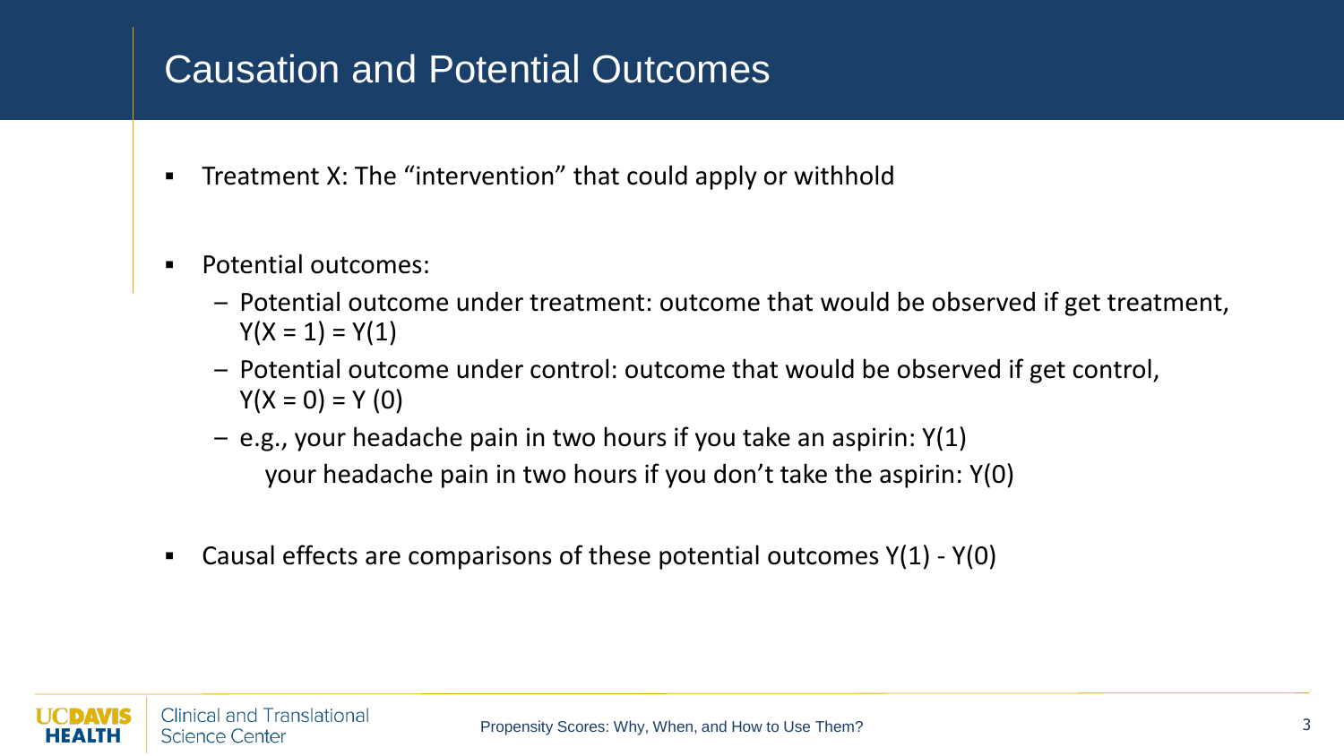# Causation and Potential Outcomes

- Treatment X: The "intervention" that could apply or withhold
- Potential outcomes:
  - Potential outcome under treatment: outcome that would be observed if get treatment, $Y(X = 1) = Y(1)$
  - Potential outcome under control: outcome that would be observed if get control, $Y(X = 0) = Y(0)$
  - e.g., your headache pain in two hours if you take an aspirin: $Y(1)$
    your headache pain in two hours if you don't take the aspirin: $Y(0)$
- Causal effects are comparisons of these potential outcomes $Y(1) - Y(0)$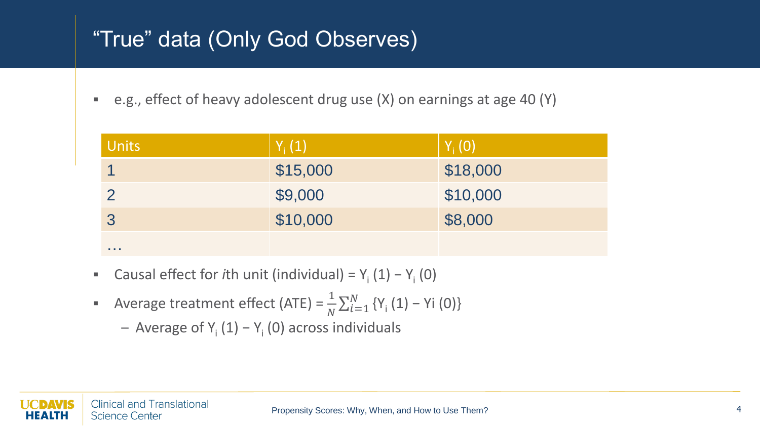# "True" data (Only God Observes)

- e.g., effect of heavy adolescent drug use (X) on earnings at age 40 (Y)

| Units | $Y_i$ (1) | $Y_i$ (0) |
|---|---|---|
| 1 | $15,000 | $18,000 |
| 2 | $9,000 | $10,000 |
| 3 | $10,000 | $8,000 |
| … | | |

- Causal effect for *i*th unit (individual) = $Y_i(1) - Y_i(0)$
- Average treatment effect (ATE) = $\frac{1}{N}\sum_{i=1}^{N} \{Y_i(1) - Yi(0)\}$
  - Average of $Y_i(1) - Y_i(0)$ across individuals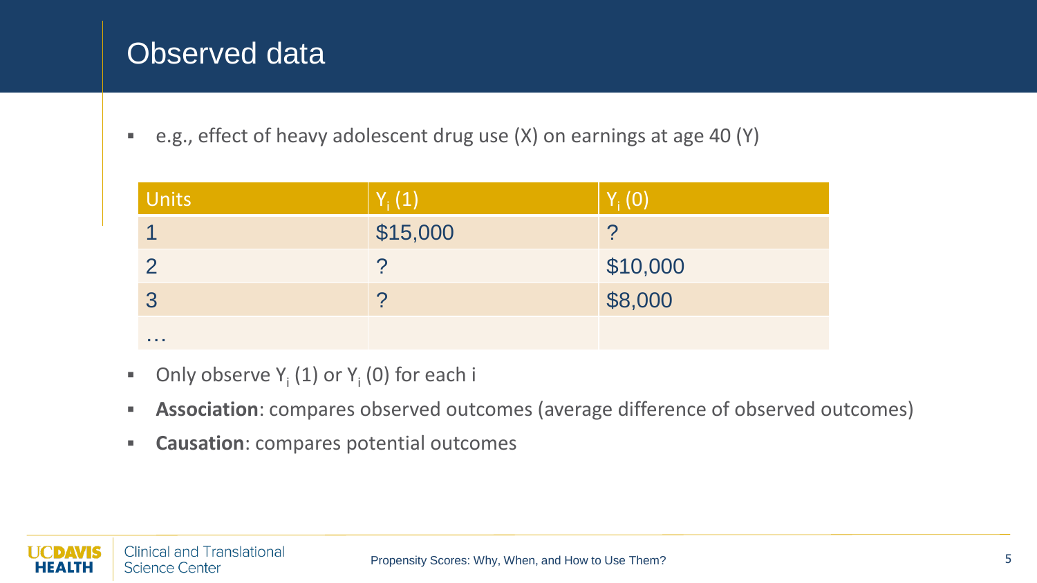# Observed data

- e.g., effect of heavy adolescent drug use (X) on earnings at age 40 (Y)

| Units | $Y_i(1)$ | $Y_i(0)$ |
|---|---|---|
| 1 | $15,000 | ? |
| 2 | ? | $10,000 |
| 3 | ? | $8,000 |
| … | | |

- Only observe $Y_i(1)$ or $Y_i(0)$ for each i
- **Association**: compares observed outcomes (average difference of observed outcomes)
- **Causation**: compares potential outcomes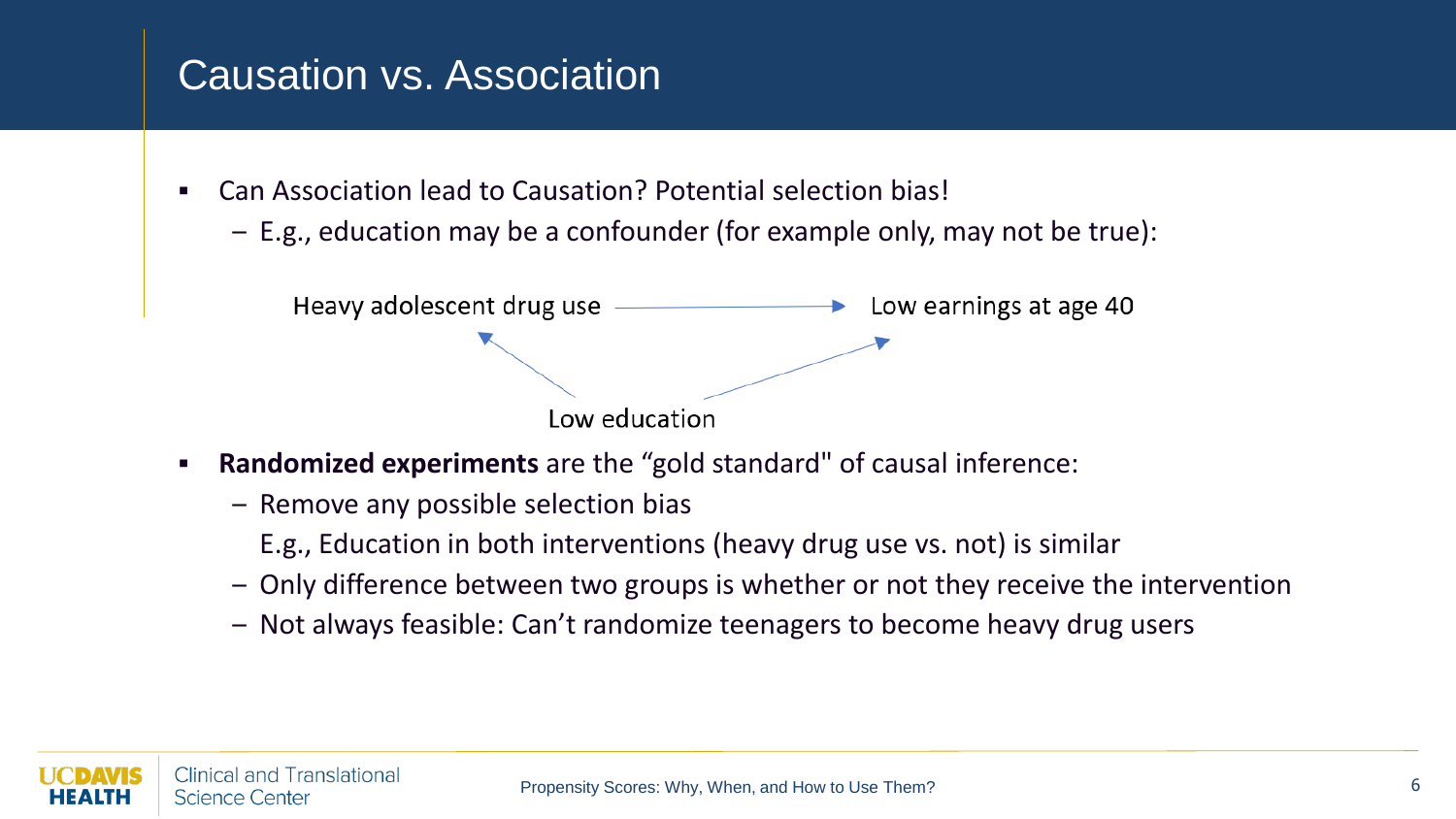# Causation vs. Association

- Can Association lead to Causation? Potential selection bias!
  - E.g., education may be a confounder (for example only, may not be true):

Heavy adolescent drug use → Low earnings at age 40

Low education → Heavy adolescent drug use

Low education → Low earnings at age 40

- **Randomized experiments** are the "gold standard" of causal inference:
  - Remove any possible selection bias

    E.g., Education in both interventions (heavy drug use vs. not) is similar
  - Only difference between two groups is whether or not they receive the intervention
  - Not always feasible: Can't randomize teenagers to become heavy drug users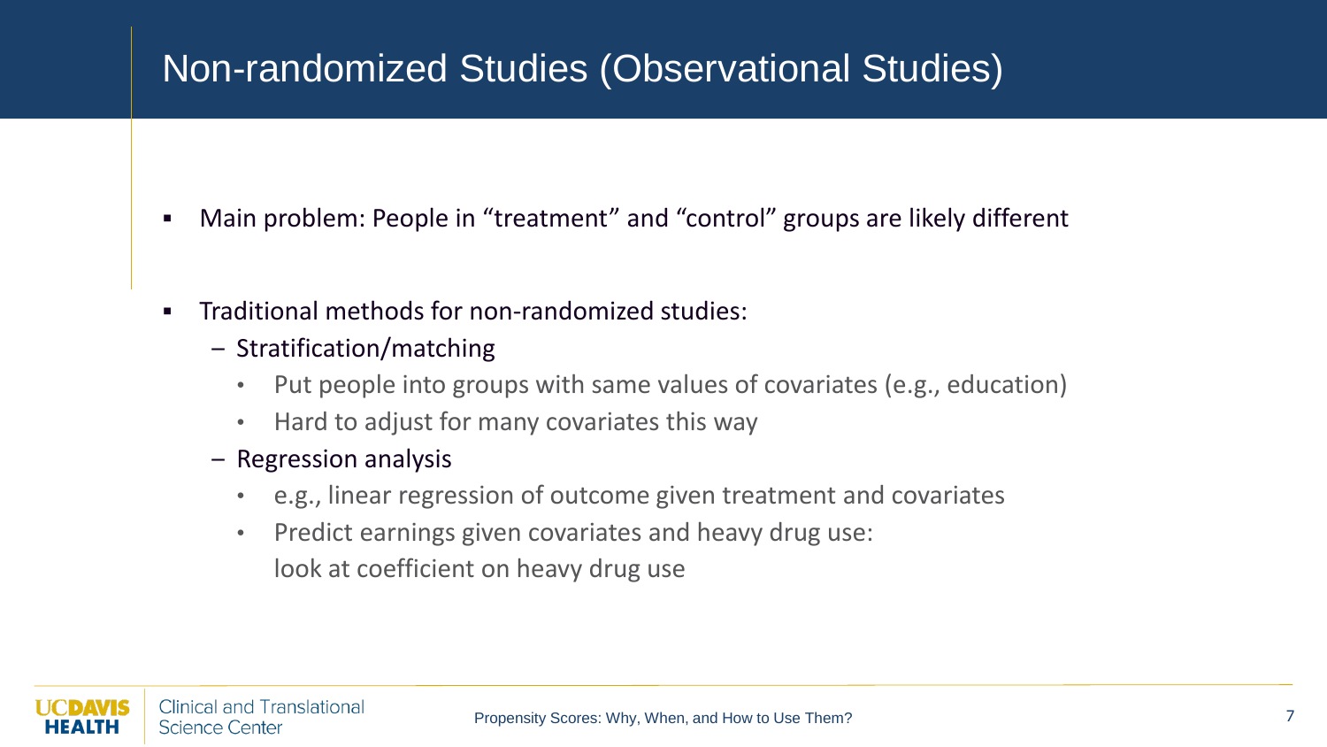# Non-randomized Studies (Observational Studies)

- Main problem: People in “treatment” and “control” groups are likely different
- Traditional methods for non-randomized studies:
  - Stratification/matching
    - Put people into groups with same values of covariates (e.g., education)
    - Hard to adjust for many covariates this way
  - Regression analysis
    - e.g., linear regression of outcome given treatment and covariates
    - Predict earnings given covariates and heavy drug use:
      look at coefficient on heavy drug use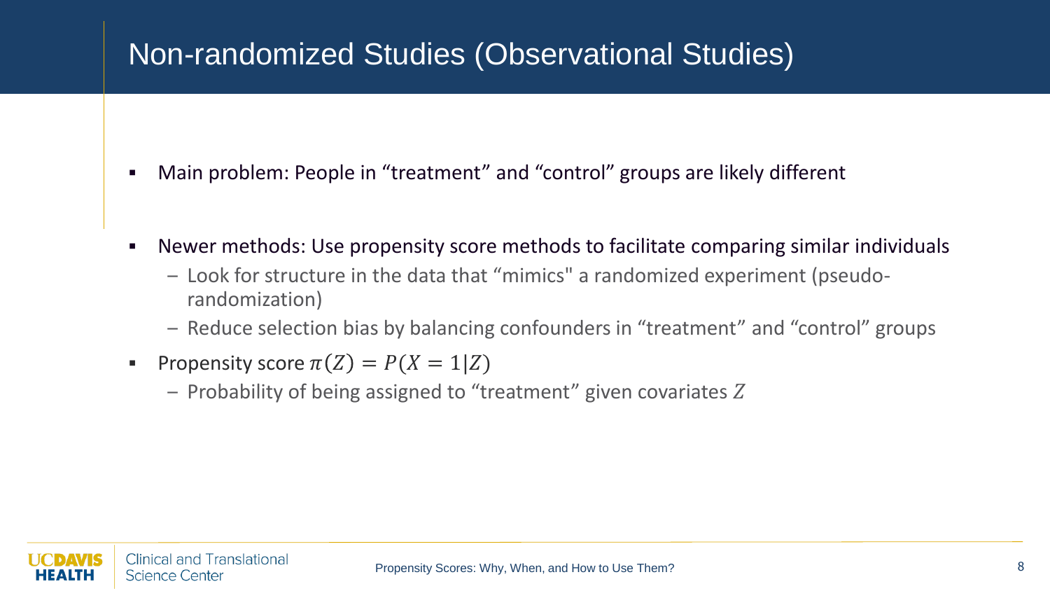# Non-randomized Studies (Observational Studies)

- Main problem: People in "treatment" and "control" groups are likely different

- Newer methods: Use propensity score methods to facilitate comparing similar individuals
  - Look for structure in the data that "mimics" a randomized experiment (pseudo-randomization)
  - Reduce selection bias by balancing confounders in "treatment" and "control" groups
- Propensity score $\pi(Z) = P(X = 1|Z)$
  - Probability of being assigned to "treatment" given covariates $Z$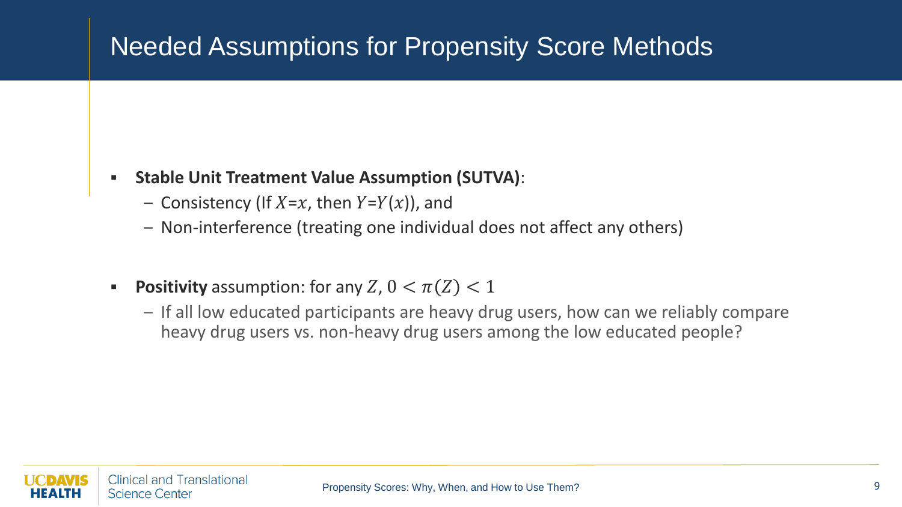# Needed Assumptions for Propensity Score Methods

- **Stable Unit Treatment Value Assumption (SUTVA)**:
  - Consistency (If $X$=$x$, then $Y$=$Y(x)$), and
  - Non-interference (treating one individual does not affect any others)

- **Positivity** assumption: for any $Z$, $0 < \pi(Z) < 1$
  - If all low educated participants are heavy drug users, how can we reliably compare heavy drug users vs. non-heavy drug users among the low educated people?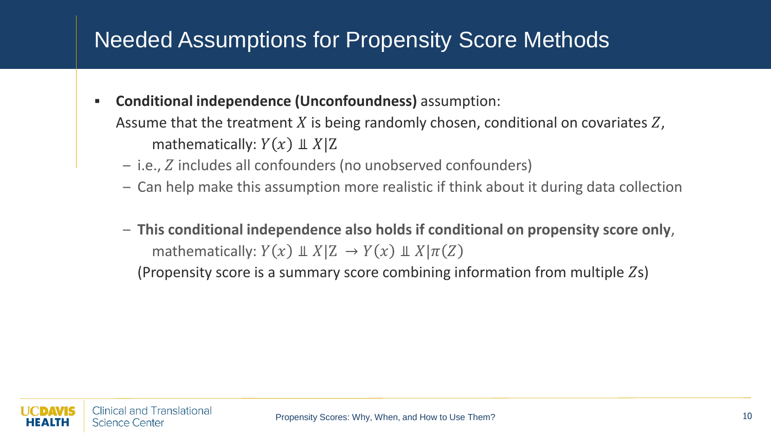# Needed Assumptions for Propensity Score Methods

- **Conditional independence (Unconfoundness)** assumption:
  Assume that the treatment $X$ is being randomly chosen, conditional on covariates $Z$,
  mathematically: $Y(x) \perp\!\!\!\perp X|Z$
  - i.e., $Z$ includes all confounders (no unobserved confounders)
  - Can help make this assumption more realistic if think about it during data collection
  - **This conditional independence also holds if conditional on propensity score only**,
    mathematically: $Y(x) \perp\!\!\!\perp X|Z \rightarrow Y(x) \perp\!\!\!\perp X|\pi(Z)$
    (Propensity score is a summary score combining information from multiple $Z$s)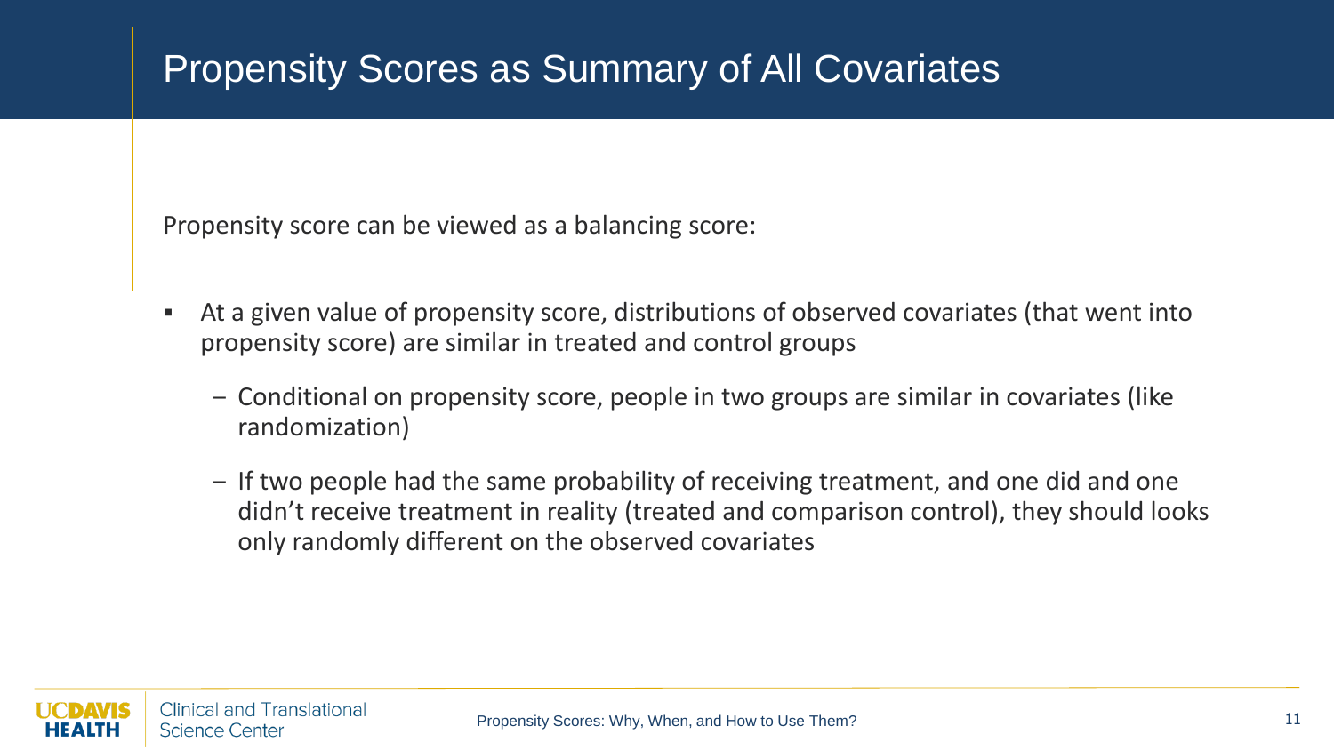# Propensity Scores as Summary of All Covariates

Propensity score can be viewed as a balancing score:

- At a given value of propensity score, distributions of observed covariates (that went into propensity score) are similar in treated and control groups
  - Conditional on propensity score, people in two groups are similar in covariates (like randomization)
  - If two people had the same probability of receiving treatment, and one did and one didn't receive treatment in reality (treated and comparison control), they should looks only randomly different on the observed covariates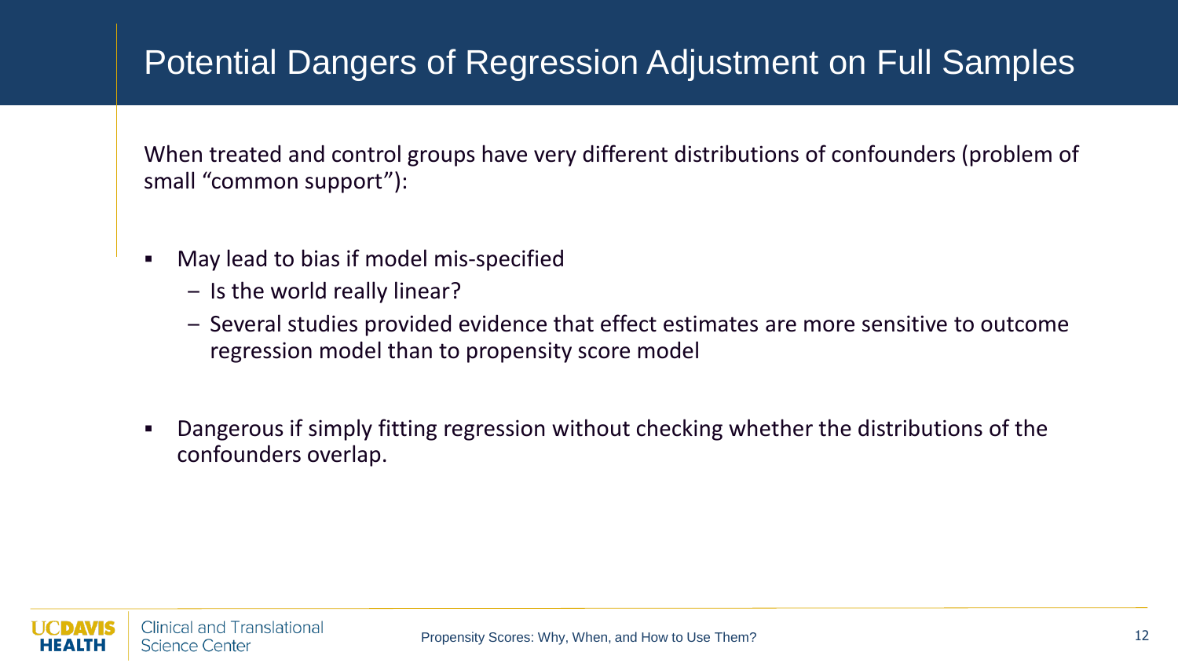# Potential Dangers of Regression Adjustment on Full Samples

When treated and control groups have very different distributions of confounders (problem of small “common support”):

- May lead to bias if model mis-specified
  - Is the world really linear?
  - Several studies provided evidence that effect estimates are more sensitive to outcome regression model than to propensity score model
- Dangerous if simply fitting regression without checking whether the distributions of the confounders overlap.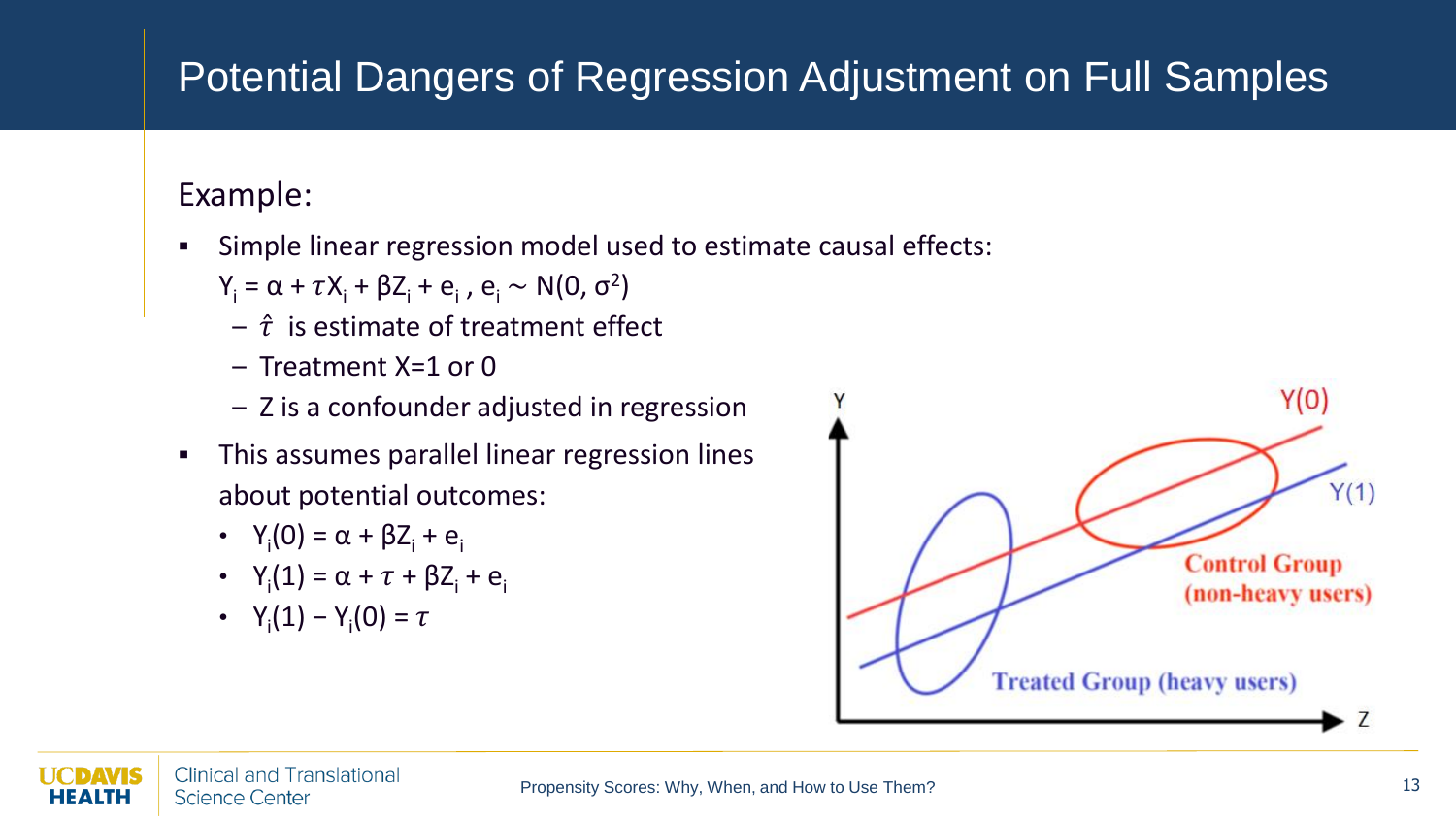# Potential Dangers of Regression Adjustment on Full Samples

Example:

- Simple linear regression model used to estimate causal effects:

  $Y_i = \alpha + \tau X_i + \beta Z_i + e_i$ , $e_i \sim N(0, \sigma^2)$
  - $\hat{\tau}$ is estimate of treatment effect
  - Treatment X=1 or 0
  - Z is a confounder adjusted in regression
- This assumes parallel linear regression lines about potential outcomes:
  - $Y_i(0) = \alpha + \beta Z_i + e_i$
  - $Y_i(1) = \alpha + \tau + \beta Z_i + e_i$
  - $Y_i(1) - Y_i(0) = \tau$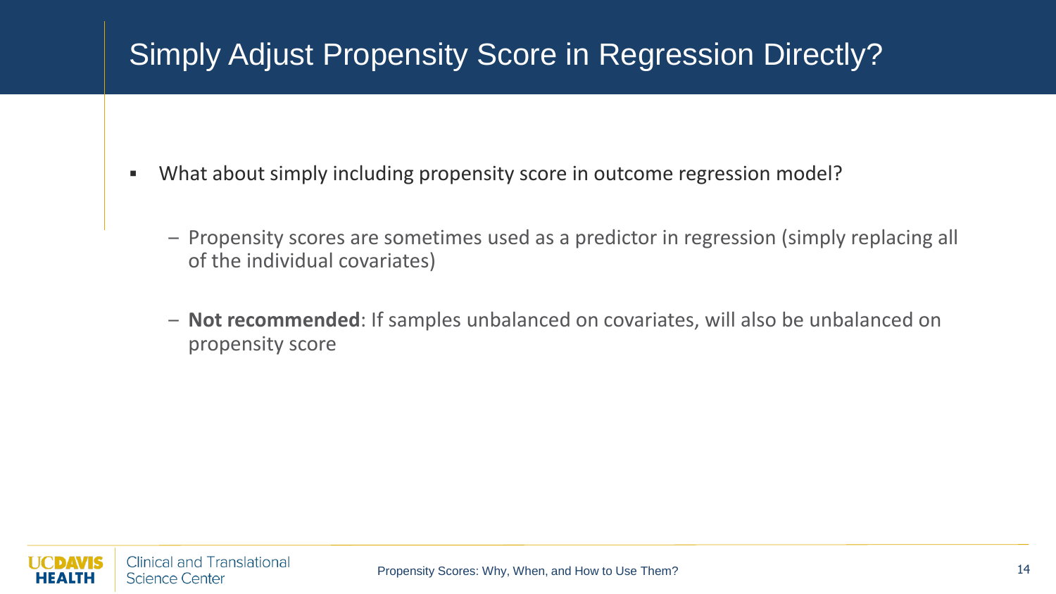# Simply Adjust Propensity Score in Regression Directly?

- What about simply including propensity score in outcome regression model?
  - Propensity scores are sometimes used as a predictor in regression (simply replacing all of the individual covariates)
  - **Not recommended**: If samples unbalanced on covariates, will also be unbalanced on propensity score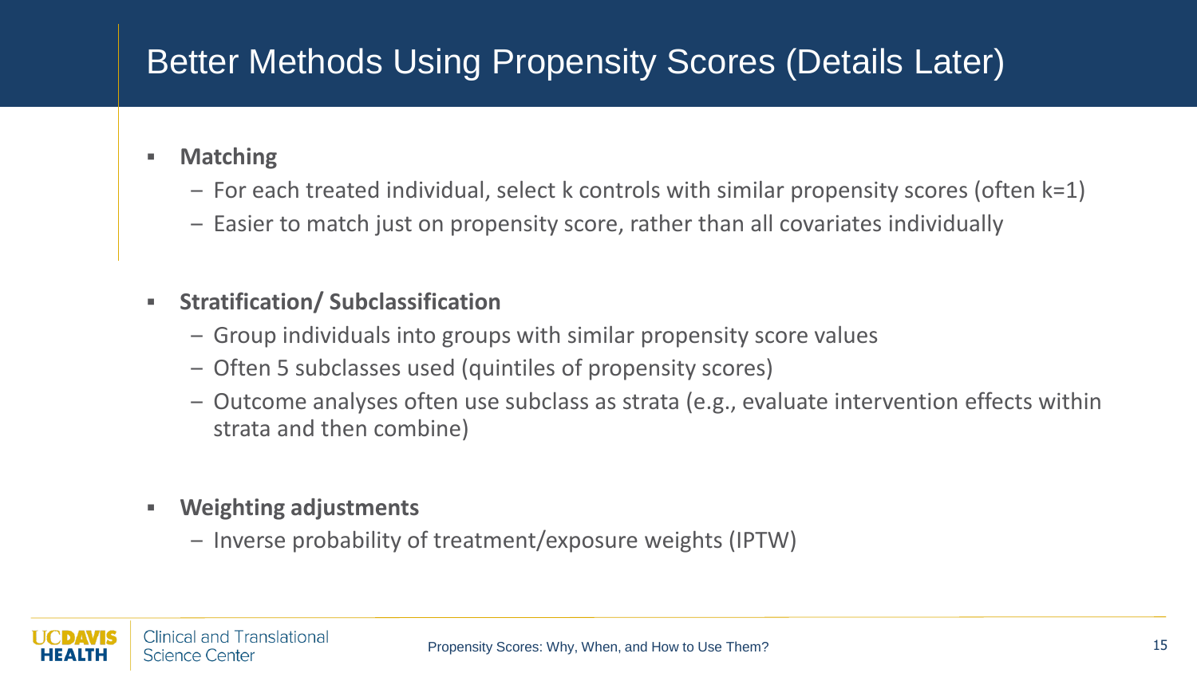# Better Methods Using Propensity Scores (Details Later)

- **Matching**
  - For each treated individual, select k controls with similar propensity scores (often k=1)
  - Easier to match just on propensity score, rather than all covariates individually

- **Stratification/ Subclassification**
  - Group individuals into groups with similar propensity score values
  - Often 5 subclasses used (quintiles of propensity scores)
  - Outcome analyses often use subclass as strata (e.g., evaluate intervention effects within strata and then combine)

- **Weighting adjustments**
  - Inverse probability of treatment/exposure weights (IPTW)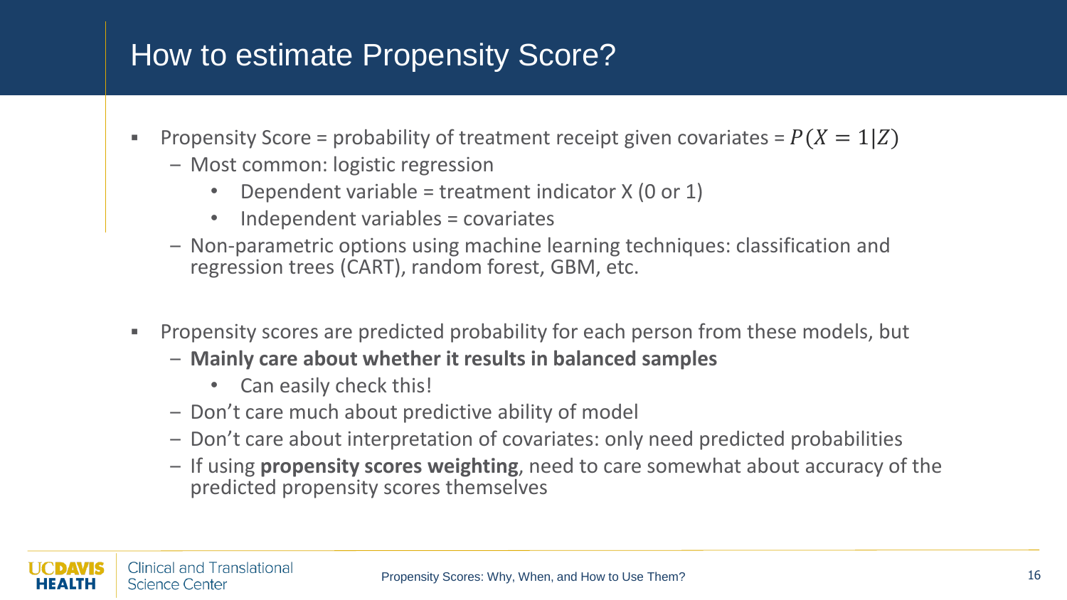# How to estimate Propensity Score?

- Propensity Score = probability of treatment receipt given covariates = $P(X = 1|Z)$
  - Most common: logistic regression
    - Dependent variable = treatment indicator X (0 or 1)
    - Independent variables = covariates
  - Non-parametric options using machine learning techniques: classification and regression trees (CART), random forest, GBM, etc.

- Propensity scores are predicted probability for each person from these models, but
  - **Mainly care about whether it results in balanced samples**
    - Can easily check this!
  - Don't care much about predictive ability of model
  - Don't care about interpretation of covariates: only need predicted probabilities
  - If using **propensity scores weighting**, need to care somewhat about accuracy of the predicted propensity scores themselves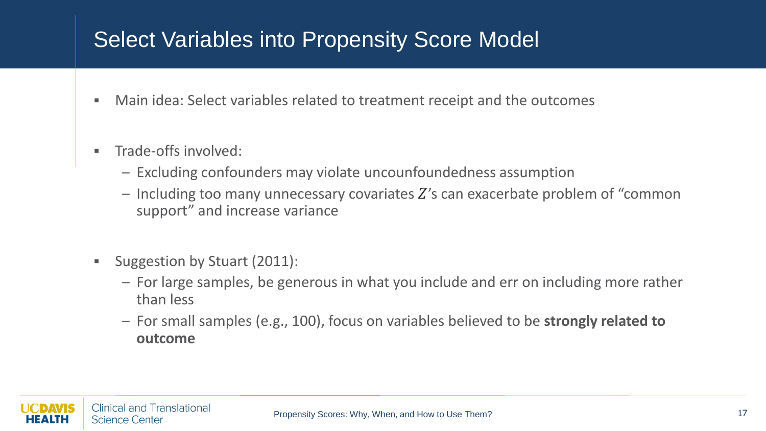# Select Variables into Propensity Score Model

- Main idea: Select variables related to treatment receipt and the outcomes

- Trade-offs involved:
  - Excluding confounders may violate uncounfoundedness assumption
  - Including too many unnecessary covariates $Z$'s can exacerbate problem of "common support" and increase variance

- Suggestion by Stuart (2011):
  - For large samples, be generous in what you include and err on including more rather than less
  - For small samples (e.g., 100), focus on variables believed to be **strongly related to outcome**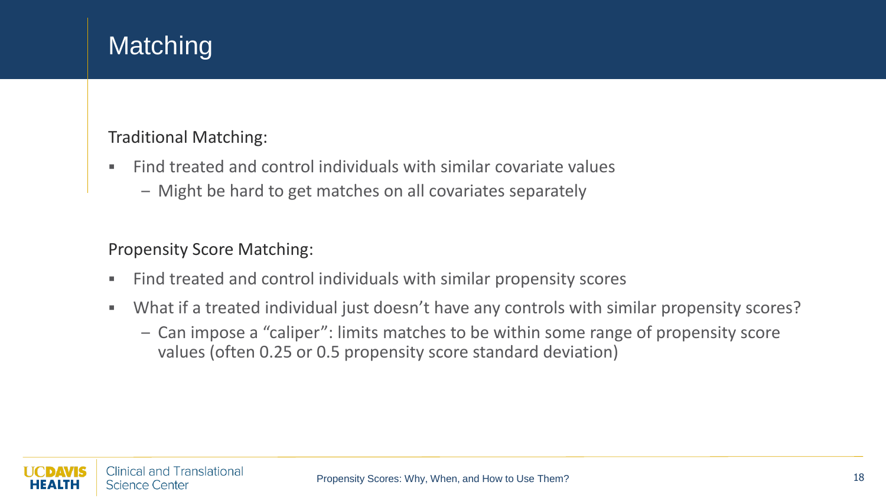# Matching

Traditional Matching:

- Find treated and control individuals with similar covariate values
  - Might be hard to get matches on all covariates separately

Propensity Score Matching:

- Find treated and control individuals with similar propensity scores
- What if a treated individual just doesn't have any controls with similar propensity scores?
  - Can impose a "caliper": limits matches to be within some range of propensity score values (often 0.25 or 0.5 propensity score standard deviation)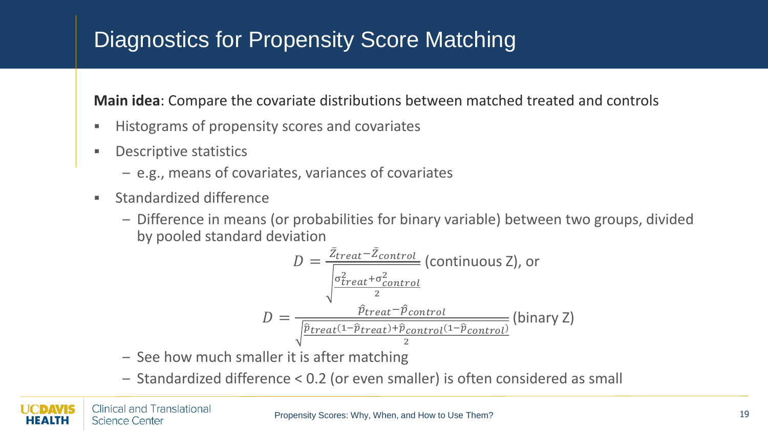# Diagnostics for Propensity Score Matching

**Main idea**: Compare the covariate distributions between matched treated and controls

- Histograms of propensity scores and covariates
- Descriptive statistics
  - e.g., means of covariates, variances of covariates
- Standardized difference
  - Difference in means (or probabilities for binary variable) between two groups, divided by pooled standard deviation

$$D = \frac{\bar{Z}_{treat} - \bar{Z}_{control}}{\sqrt{\frac{\sigma^2_{treat} + \sigma^2_{control}}{2}}} \text{ (continuous Z), or}$$

$$D = \frac{\hat{p}_{treat} - \hat{p}_{control}}{\sqrt{\frac{\hat{p}_{treat}(1-\hat{p}_{treat}) + \hat{p}_{control}(1-\hat{p}_{control})}{2}}} \text{ (binary Z)}$$

  - See how much smaller it is after matching
  - Standardized difference < 0.2 (or even smaller) is often considered as small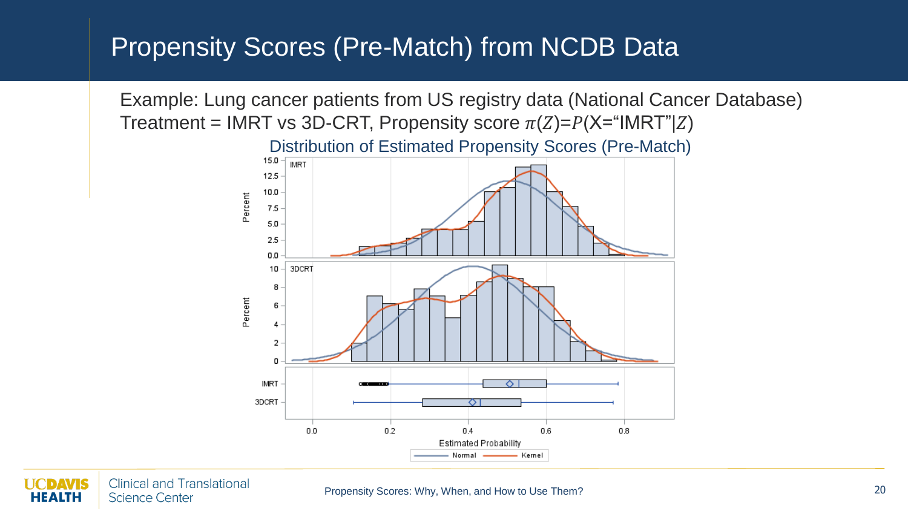# Propensity Scores (Pre-Match) from NCDB Data

Example: Lung cancer patients from US registry data (National Cancer Database)
Treatment = IMRT vs 3D-CRT, Propensity score $\pi(Z)=P(X=\text{“IMRT”}|Z)$

Distribution of Estimated Propensity Scores (Pre-Match)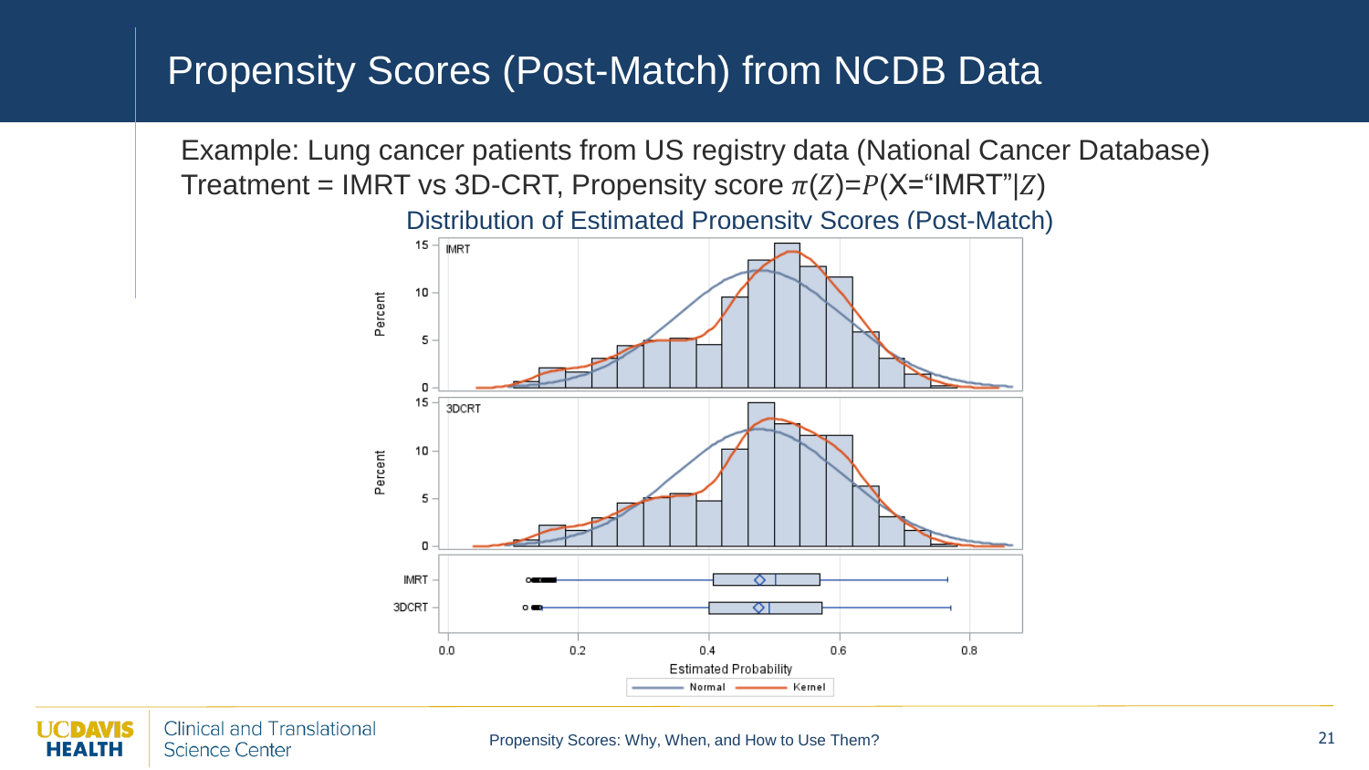# Propensity Scores (Post-Match) from NCDB Data

Example: Lung cancer patients from US registry data (National Cancer Database)
Treatment = IMRT vs 3D-CRT, Propensity score $\pi(Z)=P(X=\text{"IMRT"}|Z)$

Distribution of Estimated Propensity Scores (Post-Match)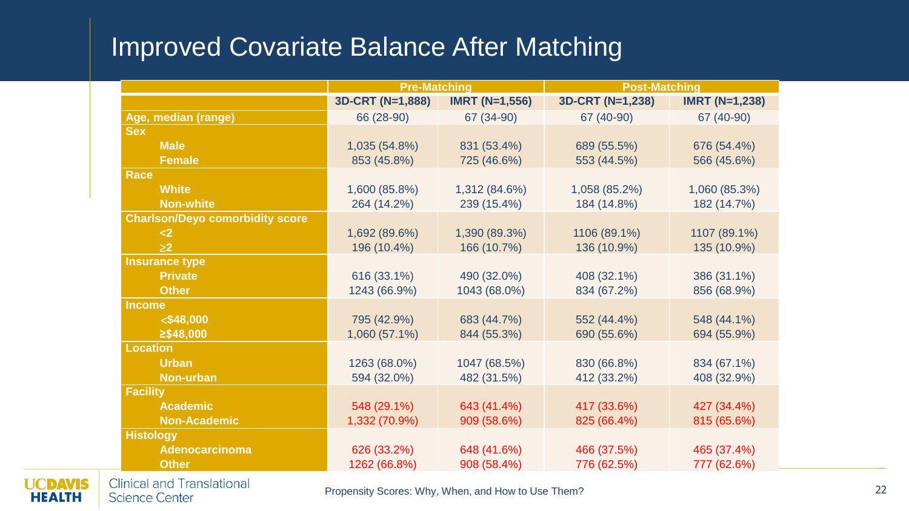# Improved Covariate Balance After Matching

| | Pre-Matching | | Post-Matching | |
|---|---|---|---|---|
| | 3D-CRT (N=1,888) | IMRT (N=1,556) | 3D-CRT (N=1,238) | IMRT (N=1,238) |
| **Age, median (range)** | 66 (28-90) | 67 (34-90) | 67 (40-90) | 67 (40-90) |
| **Sex** | | | | |
| Male | 1,035 (54.8%) | 831 (53.4%) | 689 (55.5%) | 676 (54.4%) |
| Female | 853 (45.8%) | 725 (46.6%) | 553 (44.5%) | 566 (45.6%) |
| **Race** | | | | |
| White | 1,600 (85.8%) | 1,312 (84.6%) | 1,058 (85.2%) | 1,060 (85.3%) |
| Non-white | 264 (14.2%) | 239 (15.4%) | 184 (14.8%) | 182 (14.7%) |
| **Charlson/Deyo comorbidity score** | | | | |
| <2 | 1,692 (89.6%) | 1,390 (89.3%) | 1106 (89.1%) | 1107 (89.1%) |
| ≥2 | 196 (10.4%) | 166 (10.7%) | 136 (10.9%) | 135 (10.9%) |
| **Insurance type** | | | | |
| Private | 616 (33.1%) | 490 (32.0%) | 408 (32.1%) | 386 (31.1%) |
| Other | 1243 (66.9%) | 1043 (68.0%) | 834 (67.2%) | 856 (68.9%) |
| **Income** | | | | |
| <$48,000 | 795 (42.9%) | 683 (44.7%) | 552 (44.4%) | 548 (44.1%) |
| ≥$48,000 | 1,060 (57.1%) | 844 (55.3%) | 690 (55.6%) | 694 (55.9%) |
| **Location** | | | | |
| Urban | 1263 (68.0%) | 1047 (68.5%) | 830 (66.8%) | 834 (67.1%) |
| Non-urban | 594 (32.0%) | 482 (31.5%) | 412 (33.2%) | 408 (32.9%) |
| **Facility** | | | | |
| Academic | 548 (29.1%) | 643 (41.4%) | 417 (33.6%) | 427 (34.4%) |
| Non-Academic | 1,332 (70.9%) | 909 (58.6%) | 825 (66.4%) | 815 (65.6%) |
| **Histology** | | | | |
| Adenocarcinoma | 626 (33.2%) | 648 (41.6%) | 466 (37.5%) | 465 (37.4%) |
| Other | 1262 (66.8%) | 908 (58.4%) | 776 (62.5%) | 777 (62.6%) |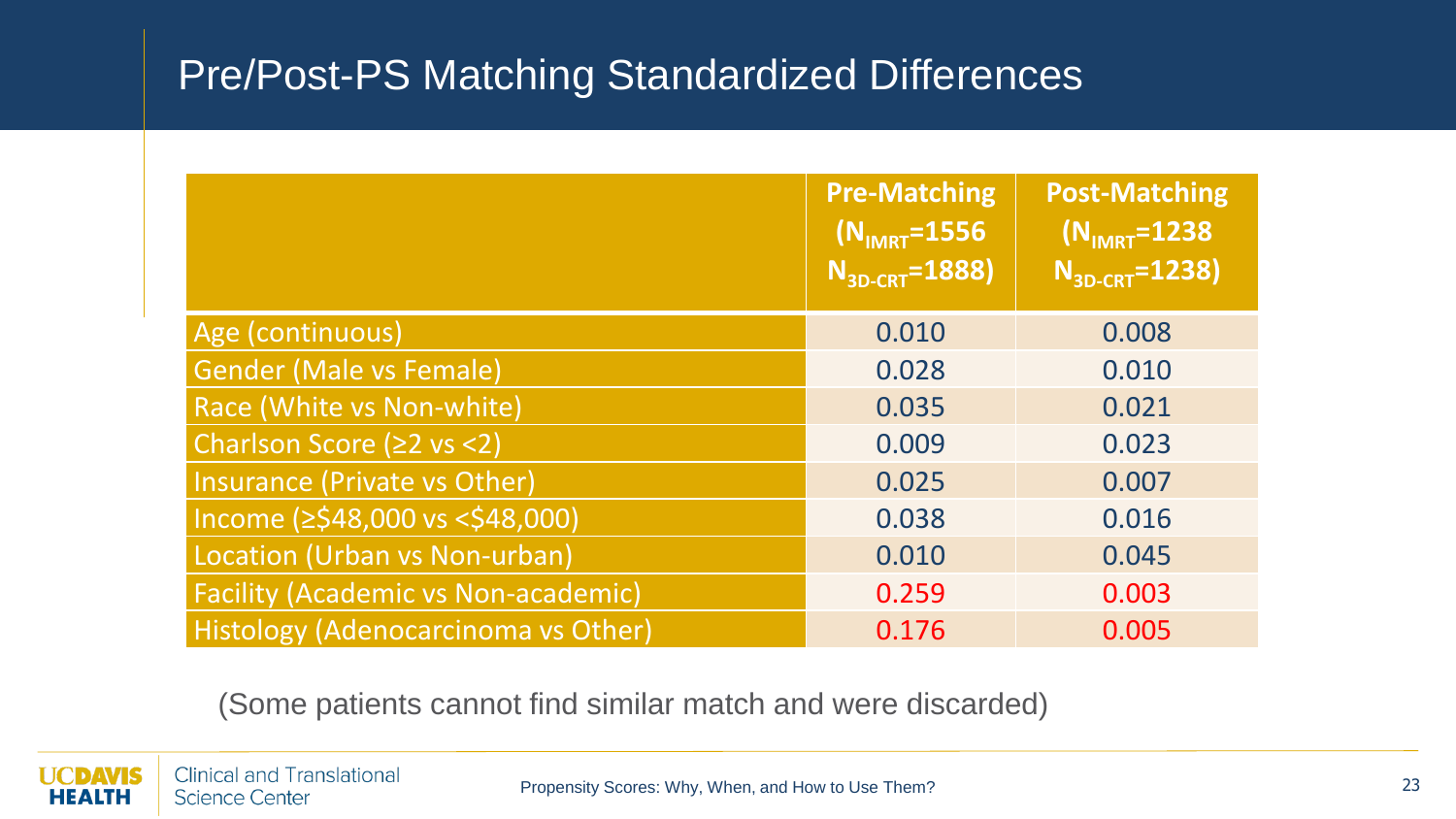# Pre/Post-PS Matching Standardized Differences

| | Pre-Matching ($N_{IMRT}$=1556 $N_{3D\text{-}CRT}$=1888) | Post-Matching ($N_{IMRT}$=1238 $N_{3D\text{-}CRT}$=1238) |
|---|---|---|
| Age (continuous) | 0.010 | 0.008 |
| Gender (Male vs Female) | 0.028 | 0.010 |
| Race (White vs Non-white) | 0.035 | 0.021 |
| Charlson Score (≥2 vs <2) | 0.009 | 0.023 |
| Insurance (Private vs Other) | 0.025 | 0.007 |
| Income (≥$48,000 vs <$48,000) | 0.038 | 0.016 |
| Location (Urban vs Non-urban) | 0.010 | 0.045 |
| Facility (Academic vs Non-academic) | 0.259 | 0.003 |
| Histology (Adenocarcinoma vs Other) | 0.176 | 0.005 |

(Some patients cannot find similar match and were discarded)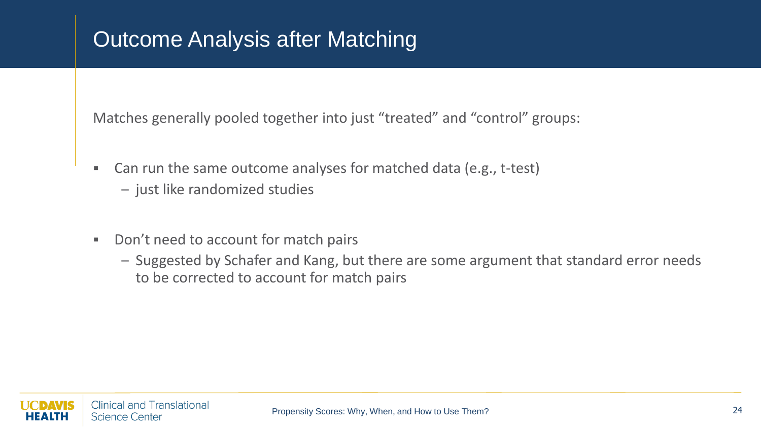# Outcome Analysis after Matching

Matches generally pooled together into just “treated” and “control” groups:

- Can run the same outcome analyses for matched data (e.g., t-test)
  - just like randomized studies
- Don’t need to account for match pairs
  - Suggested by Schafer and Kang, but there are some argument that standard error needs to be corrected to account for match pairs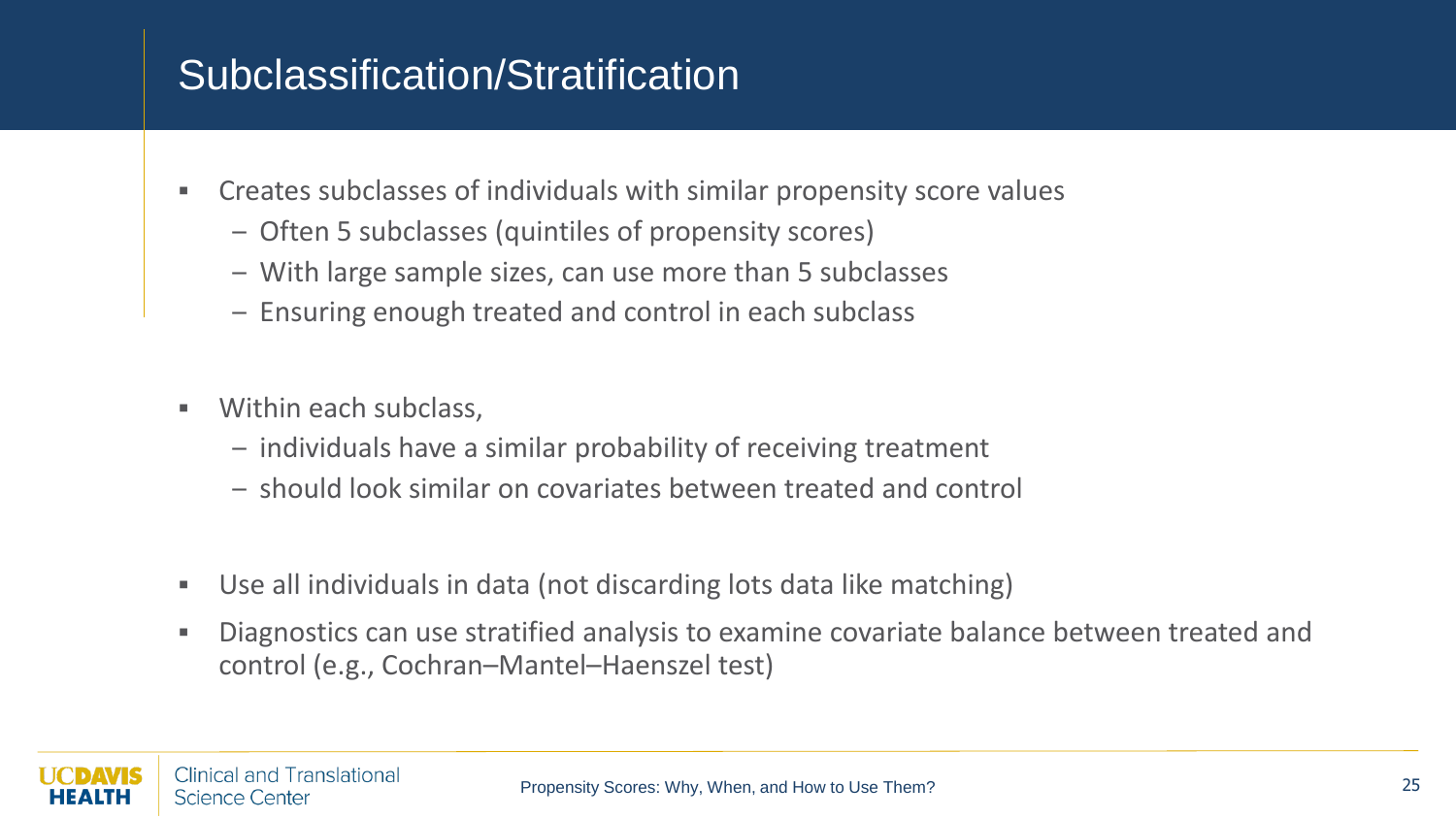# Subclassification/Stratification

- Creates subclasses of individuals with similar propensity score values
  - Often 5 subclasses (quintiles of propensity scores)
  - With large sample sizes, can use more than 5 subclasses
  - Ensuring enough treated and control in each subclass

- Within each subclass,
  - individuals have a similar probability of receiving treatment
  - should look similar on covariates between treated and control

- Use all individuals in data (not discarding lots data like matching)
- Diagnostics can use stratified analysis to examine covariate balance between treated and control (e.g., Cochran–Mantel–Haenszel test)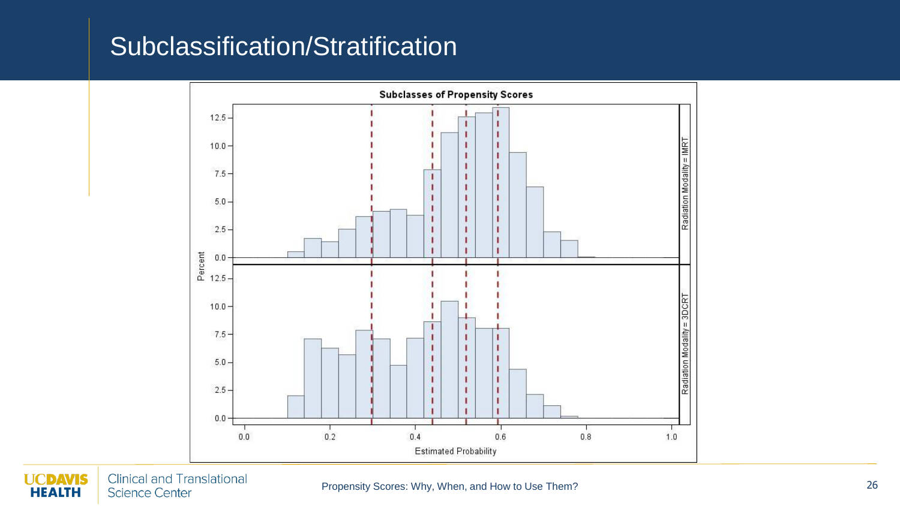# Subclassification/Stratification

**Subclasses of Propensity Scores**

Radiation Modality = IMRT

Radiation Modality = 3DCRT

Percent

Estimated Probability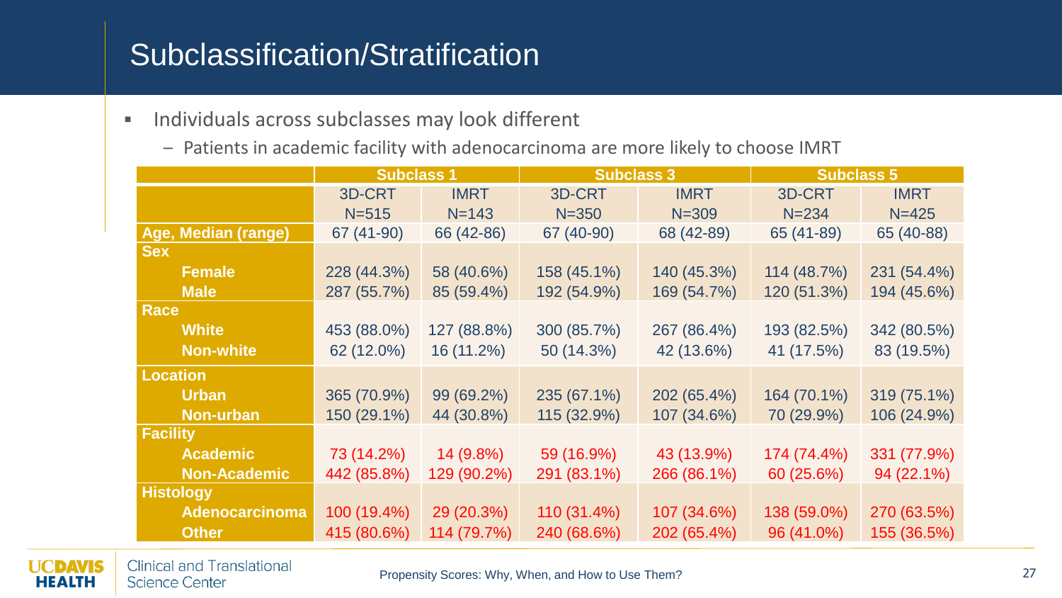# Subclassification/Stratification

- Individuals across subclasses may look different
  - Patients in academic facility with adenocarcinoma are more likely to choose IMRT

| | Subclass 1 | | Subclass 3 | | Subclass 5 | |
|---|---|---|---|---|---|---|
| | 3D-CRT N=515 | IMRT N=143 | 3D-CRT N=350 | IMRT N=309 | 3D-CRT N=234 | IMRT N=425 |
| **Age, Median (range)** | 67 (41-90) | 66 (42-86) | 67 (40-90) | 68 (42-89) | 65 (41-89) | 65 (40-88) |
| **Sex** | | | | | | |
| **Female** | 228 (44.3%) | 58 (40.6%) | 158 (45.1%) | 140 (45.3%) | 114 (48.7%) | 231 (54.4%) |
| **Male** | 287 (55.7%) | 85 (59.4%) | 192 (54.9%) | 169 (54.7%) | 120 (51.3%) | 194 (45.6%) |
| **Race** | | | | | | |
| **White** | 453 (88.0%) | 127 (88.8%) | 300 (85.7%) | 267 (86.4%) | 193 (82.5%) | 342 (80.5%) |
| **Non-white** | 62 (12.0%) | 16 (11.2%) | 50 (14.3%) | 42 (13.6%) | 41 (17.5%) | 83 (19.5%) |
| **Location** | | | | | | |
| **Urban** | 365 (70.9%) | 99 (69.2%) | 235 (67.1%) | 202 (65.4%) | 164 (70.1%) | 319 (75.1%) |
| **Non-urban** | 150 (29.1%) | 44 (30.8%) | 115 (32.9%) | 107 (34.6%) | 70 (29.9%) | 106 (24.9%) |
| **Facility** | | | | | | |
| **Academic** | 73 (14.2%) | 14 (9.8%) | 59 (16.9%) | 43 (13.9%) | 174 (74.4%) | 331 (77.9%) |
| **Non-Academic** | 442 (85.8%) | 129 (90.2%) | 291 (83.1%) | 266 (86.1%) | 60 (25.6%) | 94 (22.1%) |
| **Histology** | | | | | | |
| **Adenocarcinoma** | 100 (19.4%) | 29 (20.3%) | 110 (31.4%) | 107 (34.6%) | 138 (59.0%) | 270 (63.5%) |
| **Other** | 415 (80.6%) | 114 (79.7%) | 240 (68.6%) | 202 (65.4%) | 96 (41.0%) | 155 (36.5%) |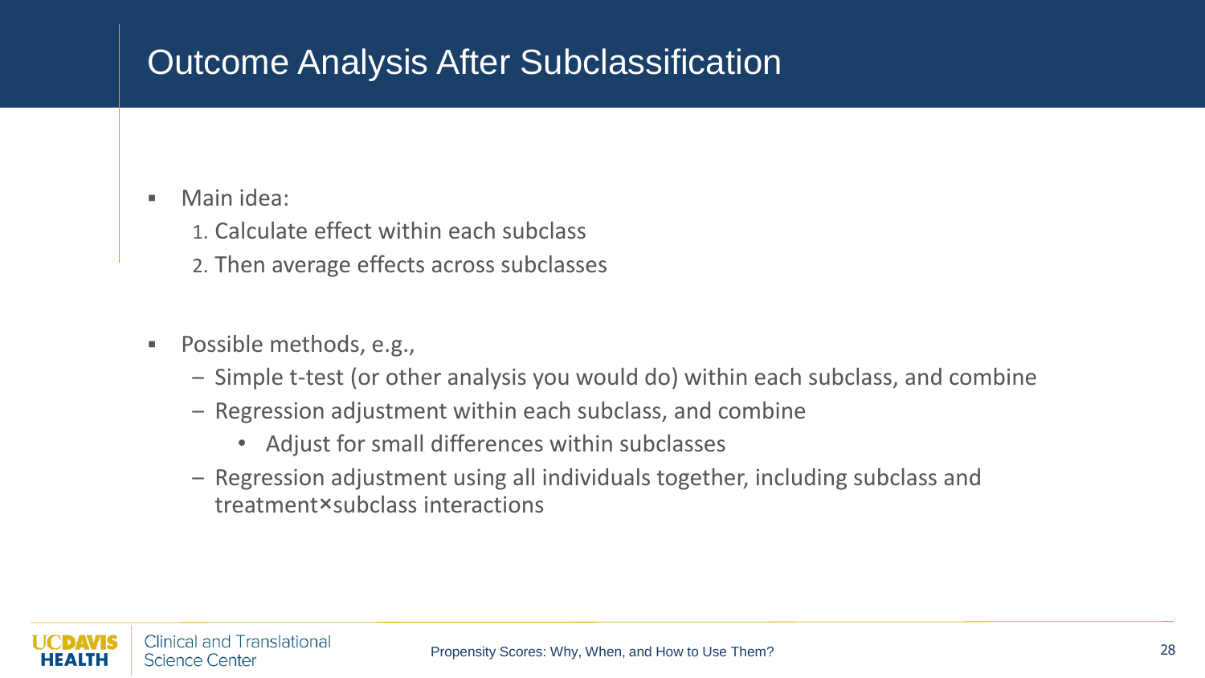# Outcome Analysis After Subclassification

- Main idea:
  1. Calculate effect within each subclass
  2. Then average effects across subclasses

- Possible methods, e.g.,
  - Simple t-test (or other analysis you would do) within each subclass, and combine
  - Regression adjustment within each subclass, and combine
    - Adjust for small differences within subclasses
  - Regression adjustment using all individuals together, including subclass and treatment×subclass interactions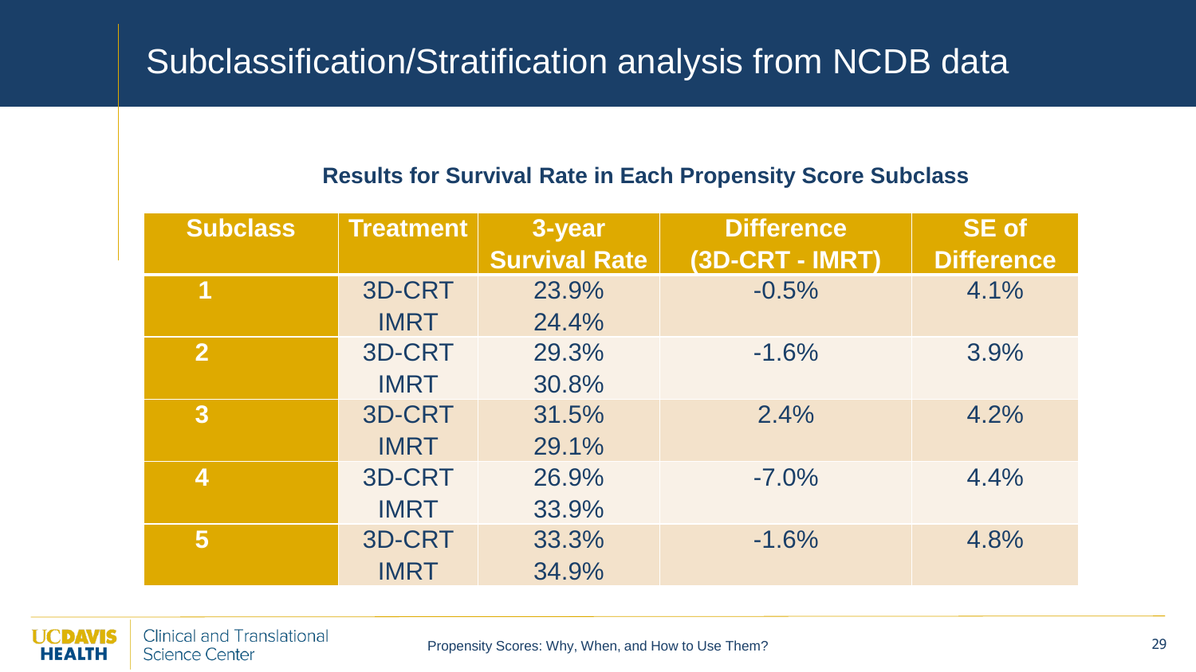# Subclassification/Stratification analysis from NCDB data

**Results for Survival Rate in Each Propensity Score Subclass**

| Subclass | Treatment | 3-year Survival Rate | Difference (3D-CRT - IMRT) | SE of Difference |
|---|---|---|---|---|
| 1 | 3D-CRT | 23.9% | -0.5% | 4.1% |
| | IMRT | 24.4% | | |
| 2 | 3D-CRT | 29.3% | -1.6% | 3.9% |
| | IMRT | 30.8% | | |
| 3 | 3D-CRT | 31.5% | 2.4% | 4.2% |
| | IMRT | 29.1% | | |
| 4 | 3D-CRT | 26.9% | -7.0% | 4.4% |
| | IMRT | 33.9% | | |
| 5 | 3D-CRT | 33.3% | -1.6% | 4.8% |
| | IMRT | 34.9% | | |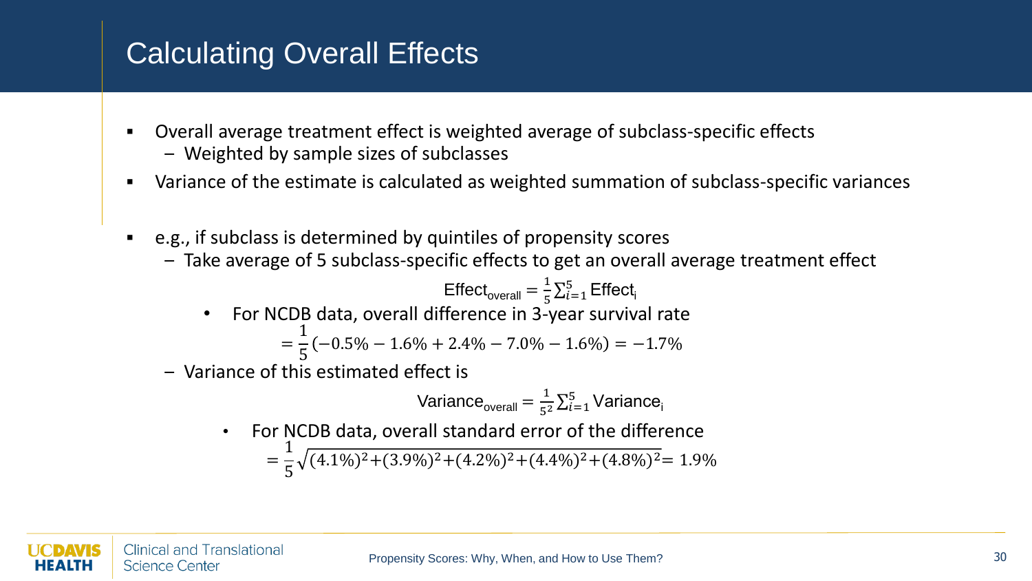# Calculating Overall Effects

- Overall average treatment effect is weighted average of subclass-specific effects
  - Weighted by sample sizes of subclasses
- Variance of the estimate is calculated as weighted summation of subclass-specific variances

- e.g., if subclass is determined by quintiles of propensity scores
  - Take average of 5 subclass-specific effects to get an overall average treatment effect

$$\text{Effect}_{\text{overall}} = \frac{1}{5}\sum_{i=1}^{5} \text{Effect}_{\text{i}}$$

    - For NCDB data, overall difference in 3-year survival rate

$$= \frac{1}{5}(-0.5\% - 1.6\% + 2.4\% - 7.0\% - 1.6\%) = -1.7\%$$

  - Variance of this estimated effect is

$$\text{Variance}_{\text{overall}} = \frac{1}{5^2}\sum_{i=1}^{5} \text{Variance}_{\text{i}}$$

    - For NCDB data, overall standard error of the difference

$$= \frac{1}{5}\sqrt{(4.1\%)^2 + (3.9\%)^2 + (4.2\%)^2 + (4.4\%)^2 + (4.8\%)^2} = 1.9\%$$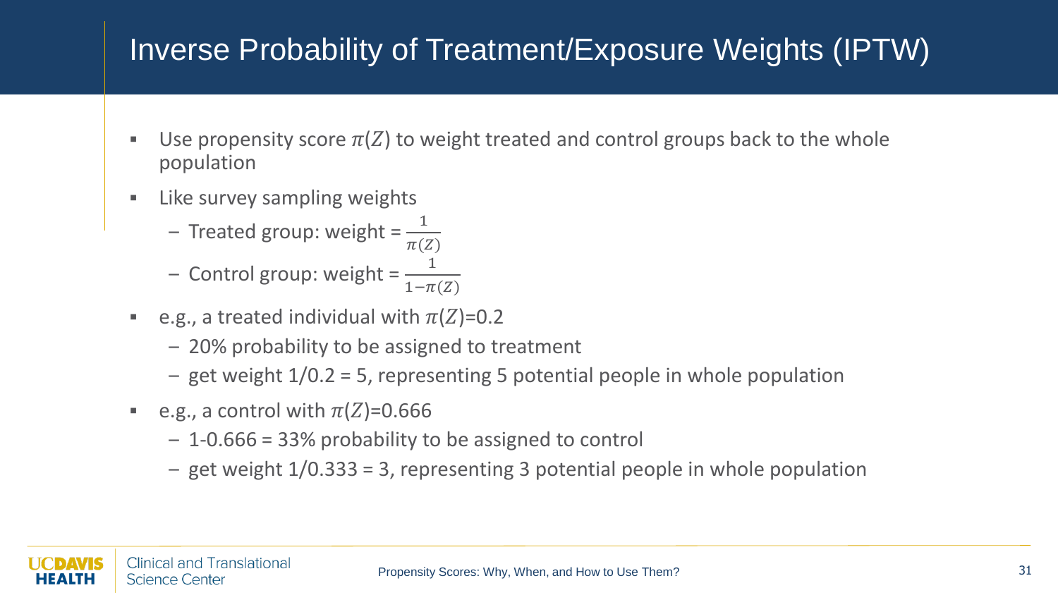# Inverse Probability of Treatment/Exposure Weights (IPTW)

- Use propensity score $\pi(Z)$ to weight treated and control groups back to the whole population
- Like survey sampling weights
  - Treated group: weight = $\frac{1}{\pi(Z)}$
  - Control group: weight = $\frac{1}{1-\pi(Z)}$
- e.g., a treated individual with $\pi(Z)$=0.2
  - 20% probability to be assigned to treatment
  - get weight 1/0.2 = 5, representing 5 potential people in whole population
- e.g., a control with $\pi(Z)$=0.666
  - 1-0.666 = 33% probability to be assigned to control
  - get weight 1/0.333 = 3, representing 3 potential people in whole population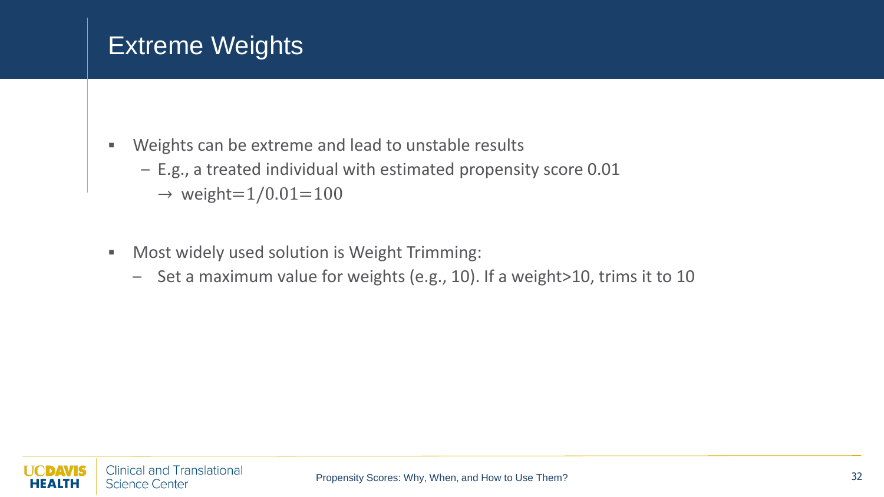# Extreme Weights

- Weights can be extreme and lead to unstable results
  - E.g., a treated individual with estimated propensity score 0.01 $\rightarrow$ weight$=1/0.01=100$
- Most widely used solution is Weight Trimming:
  - Set a maximum value for weights (e.g., 10). If a weight>10, trims it to 10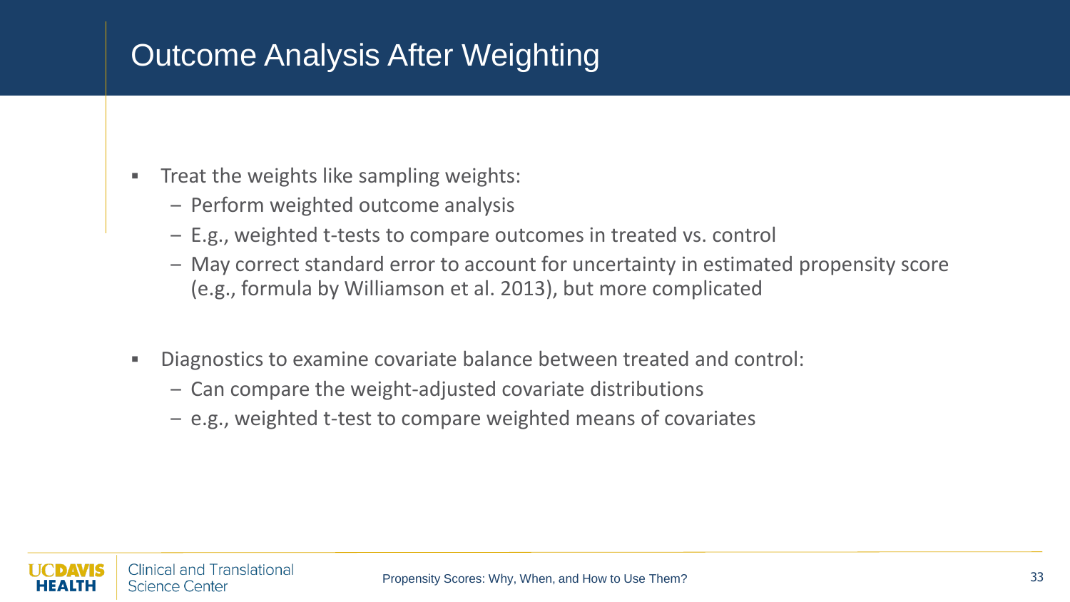# Outcome Analysis After Weighting

- Treat the weights like sampling weights:
  - Perform weighted outcome analysis
  - E.g., weighted t-tests to compare outcomes in treated vs. control
  - May correct standard error to account for uncertainty in estimated propensity score (e.g., formula by Williamson et al. 2013), but more complicated

- Diagnostics to examine covariate balance between treated and control:
  - Can compare the weight-adjusted covariate distributions
  - e.g., weighted t-test to compare weighted means of covariates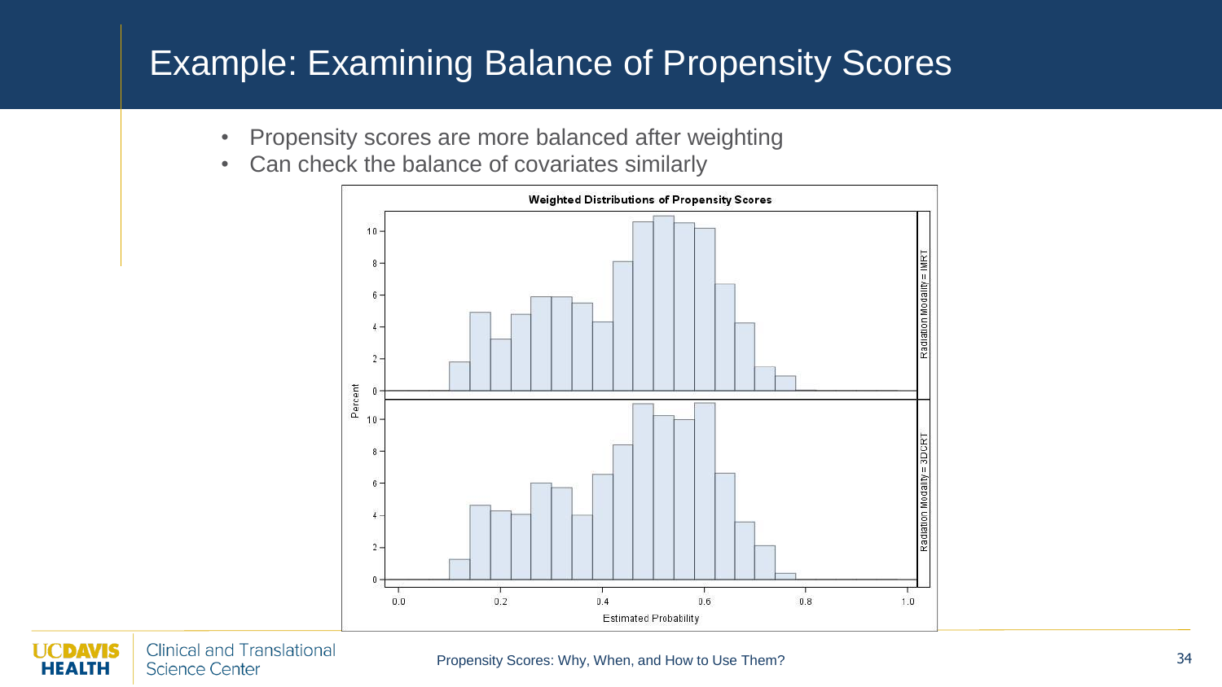# Example: Examining Balance of Propensity Scores

- Propensity scores are more balanced after weighting
- Can check the balance of covariates similarly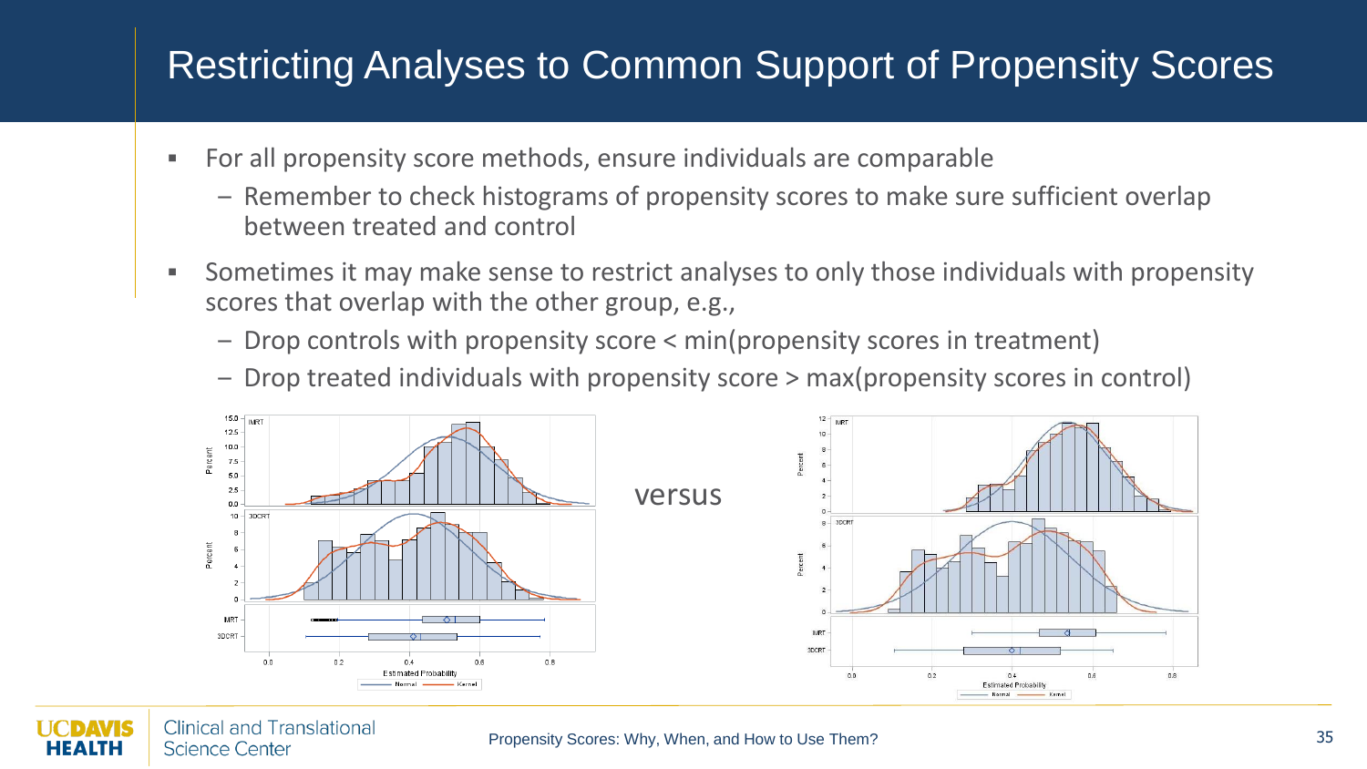# Restricting Analyses to Common Support of Propensity Scores

- For all propensity score methods, ensure individuals are comparable
  - Remember to check histograms of propensity scores to make sure sufficient overlap between treated and control
- Sometimes it may make sense to restrict analyses to only those individuals with propensity scores that overlap with the other group, e.g.,
  - Drop controls with propensity score < min(propensity scores in treatment)
  - Drop treated individuals with propensity score > max(propensity scores in control)

versus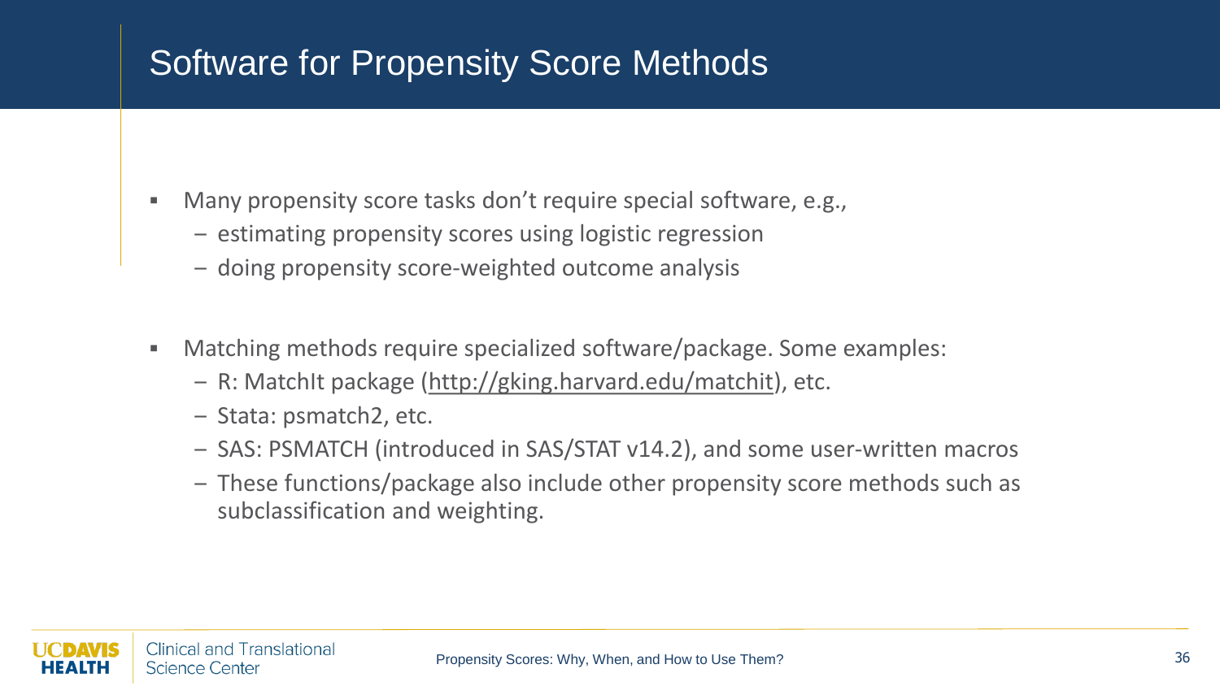# Software for Propensity Score Methods

- Many propensity score tasks don't require special software, e.g.,
  - estimating propensity scores using logistic regression
  - doing propensity score-weighted outcome analysis

- Matching methods require specialized software/package. Some examples:
  - R: MatchIt package (http://gking.harvard.edu/matchit), etc.
  - Stata: psmatch2, etc.
  - SAS: PSMATCH (introduced in SAS/STAT v14.2), and some user-written macros
  - These functions/package also include other propensity score methods such as subclassification and weighting.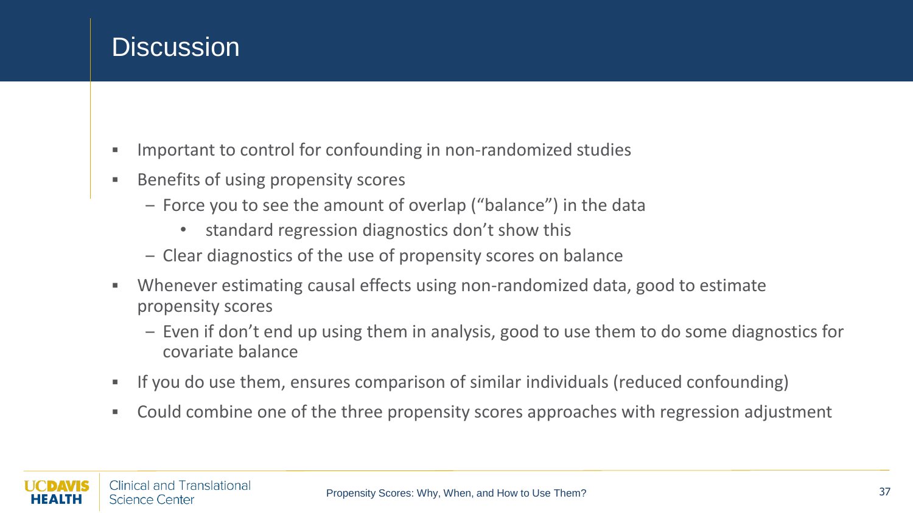# Discussion

- Important to control for confounding in non-randomized studies
- Benefits of using propensity scores
  - Force you to see the amount of overlap ("balance") in the data
    - standard regression diagnostics don't show this
  - Clear diagnostics of the use of propensity scores on balance
- Whenever estimating causal effects using non-randomized data, good to estimate propensity scores
  - Even if don't end up using them in analysis, good to use them to do some diagnostics for covariate balance
- If you do use them, ensures comparison of similar individuals (reduced confounding)
- Could combine one of the three propensity scores approaches with regression adjustment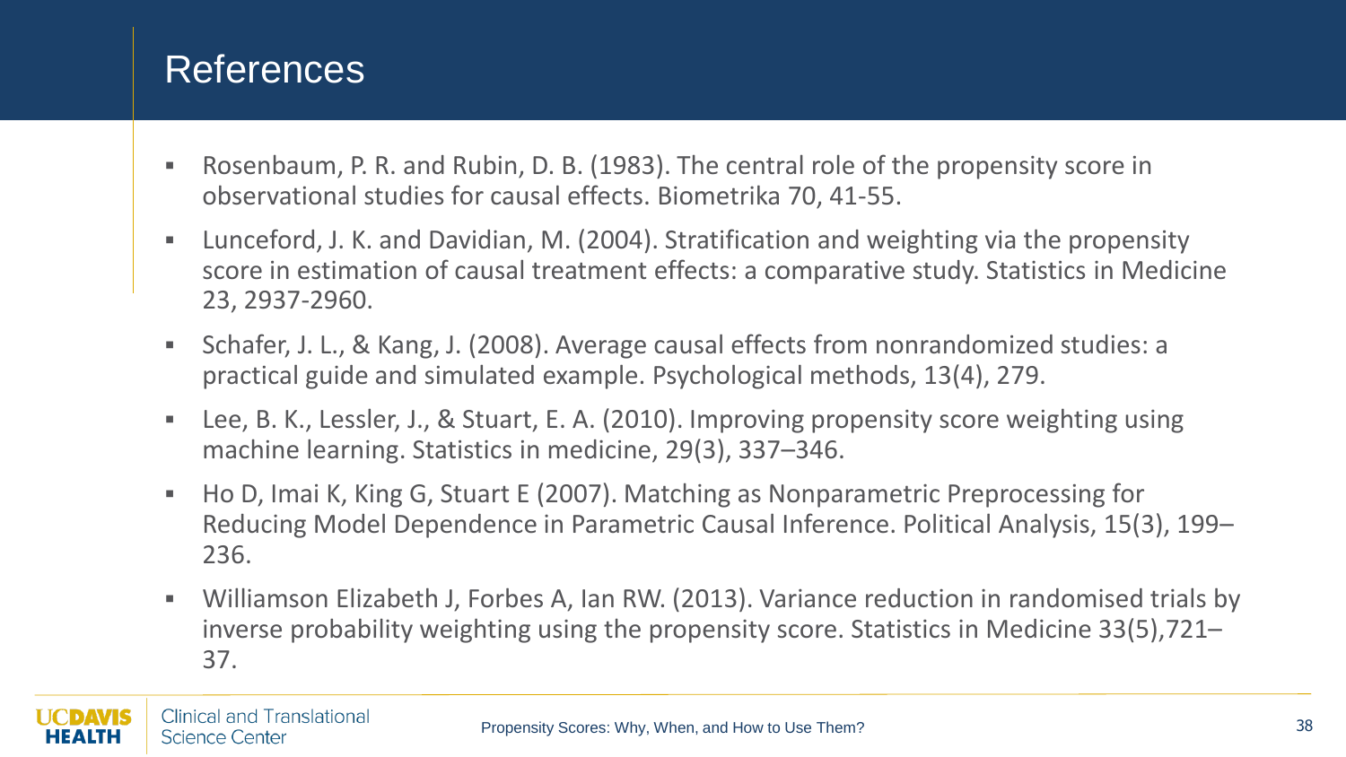# References

- Rosenbaum, P. R. and Rubin, D. B. (1983). The central role of the propensity score in observational studies for causal effects. Biometrika 70, 41-55.
- Lunceford, J. K. and Davidian, M. (2004). Stratification and weighting via the propensity score in estimation of causal treatment effects: a comparative study. Statistics in Medicine 23, 2937-2960.
- Schafer, J. L., & Kang, J. (2008). Average causal effects from nonrandomized studies: a practical guide and simulated example. Psychological methods, 13(4), 279.
- Lee, B. K., Lessler, J., & Stuart, E. A. (2010). Improving propensity score weighting using machine learning. Statistics in medicine, 29(3), 337–346.
- Ho D, Imai K, King G, Stuart E (2007). Matching as Nonparametric Preprocessing for Reducing Model Dependence in Parametric Causal Inference. Political Analysis, 15(3), 199–236.
- Williamson Elizabeth J, Forbes A, Ian RW. (2013). Variance reduction in randomised trials by inverse probability weighting using the propensity score. Statistics in Medicine 33(5),721–37.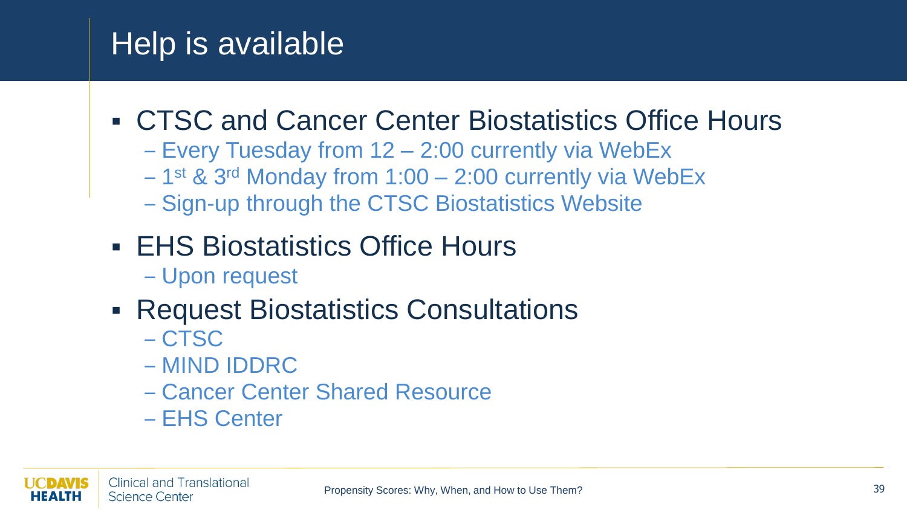# Help is available

- CTSC and Cancer Center Biostatistics Office Hours
  - Every Tuesday from 12 – 2:00 currently via WebEx
  - 1st & 3rd Monday from 1:00 – 2:00 currently via WebEx
  - Sign-up through the CTSC Biostatistics Website
- EHS Biostatistics Office Hours
  - Upon request
- Request Biostatistics Consultations
  - CTSC
  - MIND IDDRC
  - Cancer Center Shared Resource
  - EHS Center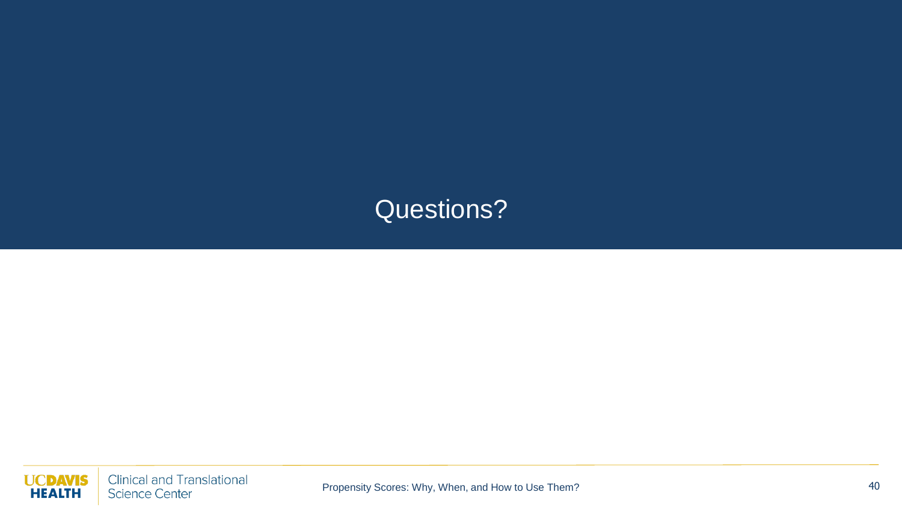# Questions?